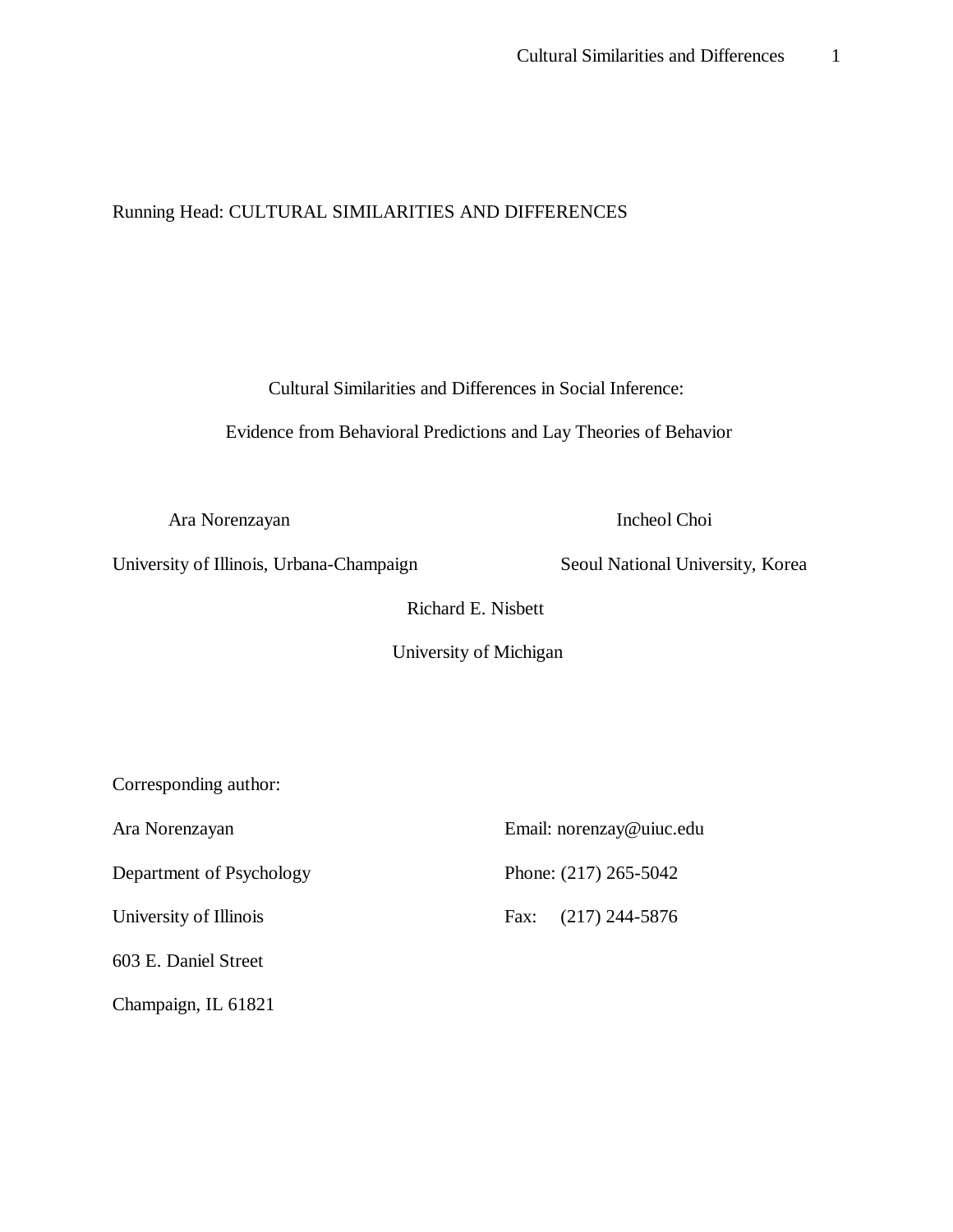Running Head: CULTURAL SIMILARITIES AND DIFFERENCES

# Cultural Similarities and Differences in Social Inference: Evidence from Behavioral Predictions and Lay Theories of Behavior

Ara Norenzayan
University of Illinois, Urbana-Champaign

Incheol Choi
Seoul National University, Korea

Richard E. Nisbett
University of Michigan

Corresponding author:

Ara Norenzayan
Department of Psychology
University of Illinois
603 E. Daniel Street
Champaign, IL 61821

Email: norenzay@uiuc.edu
Phone: (217) 265-5042
Fax: (217) 244-5876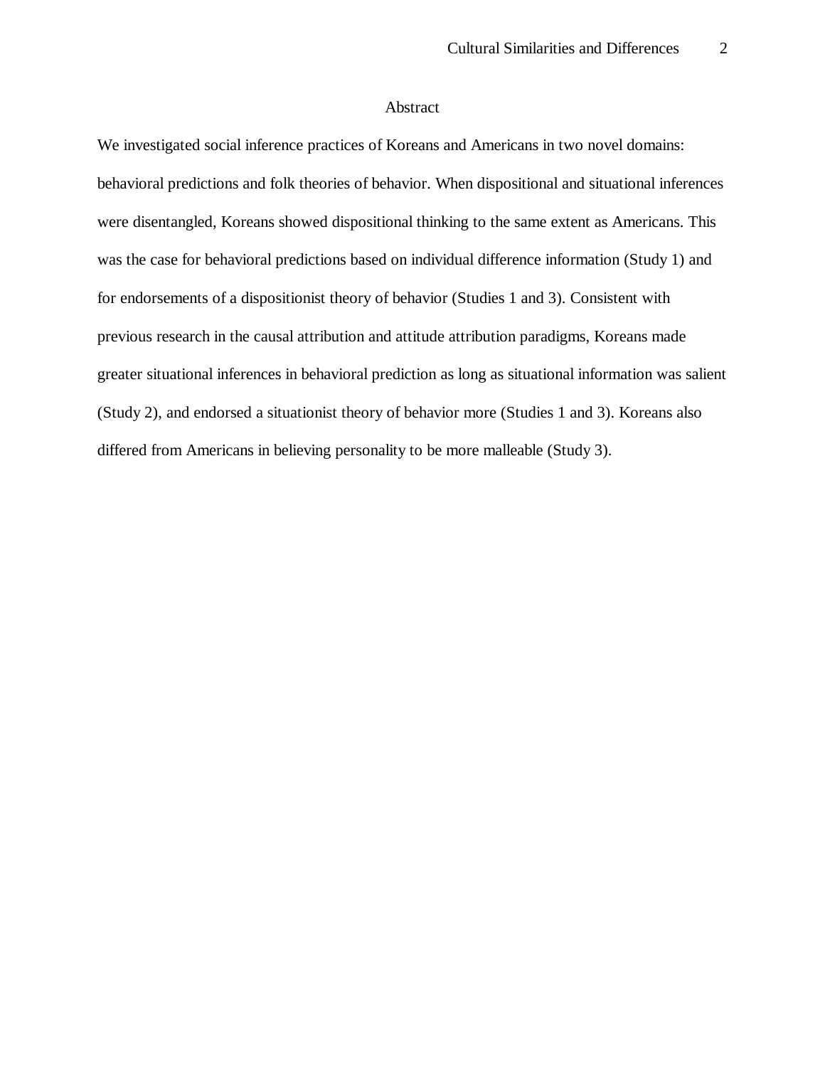# Abstract

We investigated social inference practices of Koreans and Americans in two novel domains: behavioral predictions and folk theories of behavior. When dispositional and situational inferences were disentangled, Koreans showed dispositional thinking to the same extent as Americans. This was the case for behavioral predictions based on individual difference information (Study 1) and for endorsements of a dispositionist theory of behavior (Studies 1 and 3). Consistent with previous research in the causal attribution and attitude attribution paradigms, Koreans made greater situational inferences in behavioral prediction as long as situational information was salient (Study 2), and endorsed a situationist theory of behavior more (Studies 1 and 3). Koreans also differed from Americans in believing personality to be more malleable (Study 3).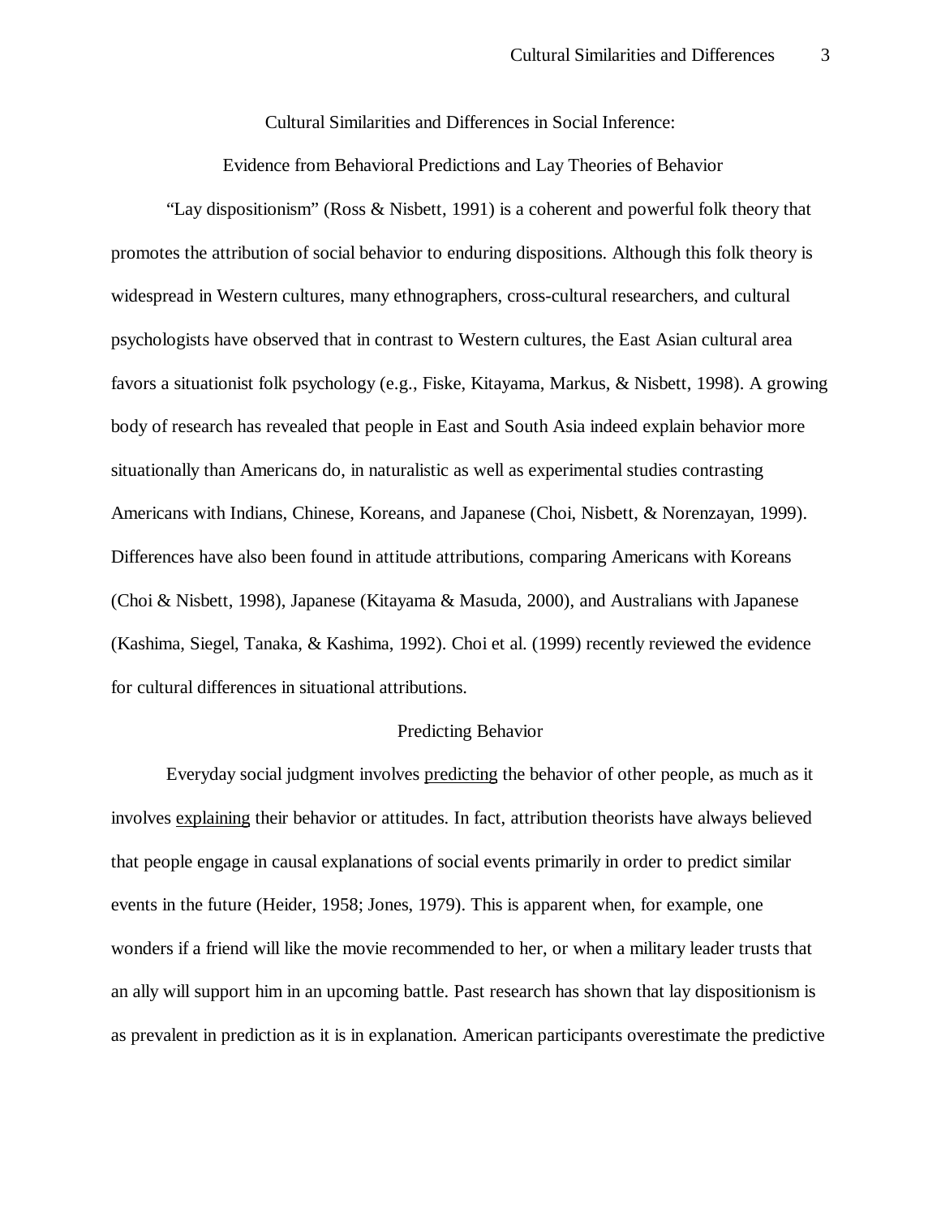# Cultural Similarities and Differences in Social Inference: Evidence from Behavioral Predictions and Lay Theories of Behavior

"Lay dispositionism" (Ross & Nisbett, 1991) is a coherent and powerful folk theory that promotes the attribution of social behavior to enduring dispositions. Although this folk theory is widespread in Western cultures, many ethnographers, cross-cultural researchers, and cultural psychologists have observed that in contrast to Western cultures, the East Asian cultural area favors a situationist folk psychology (e.g., Fiske, Kitayama, Markus, & Nisbett, 1998). A growing body of research has revealed that people in East and South Asia indeed explain behavior more situationally than Americans do, in naturalistic as well as experimental studies contrasting Americans with Indians, Chinese, Koreans, and Japanese (Choi, Nisbett, & Norenzayan, 1999). Differences have also been found in attitude attributions, comparing Americans with Koreans (Choi & Nisbett, 1998), Japanese (Kitayama & Masuda, 2000), and Australians with Japanese (Kashima, Siegel, Tanaka, & Kashima, 1992). Choi et al. (1999) recently reviewed the evidence for cultural differences in situational attributions.

## Predicting Behavior

Everyday social judgment involves predicting the behavior of other people, as much as it involves explaining their behavior or attitudes. In fact, attribution theorists have always believed that people engage in causal explanations of social events primarily in order to predict similar events in the future (Heider, 1958; Jones, 1979). This is apparent when, for example, one wonders if a friend will like the movie recommended to her, or when a military leader trusts that an ally will support him in an upcoming battle. Past research has shown that lay dispositionism is as prevalent in prediction as it is in explanation. American participants overestimate the predictive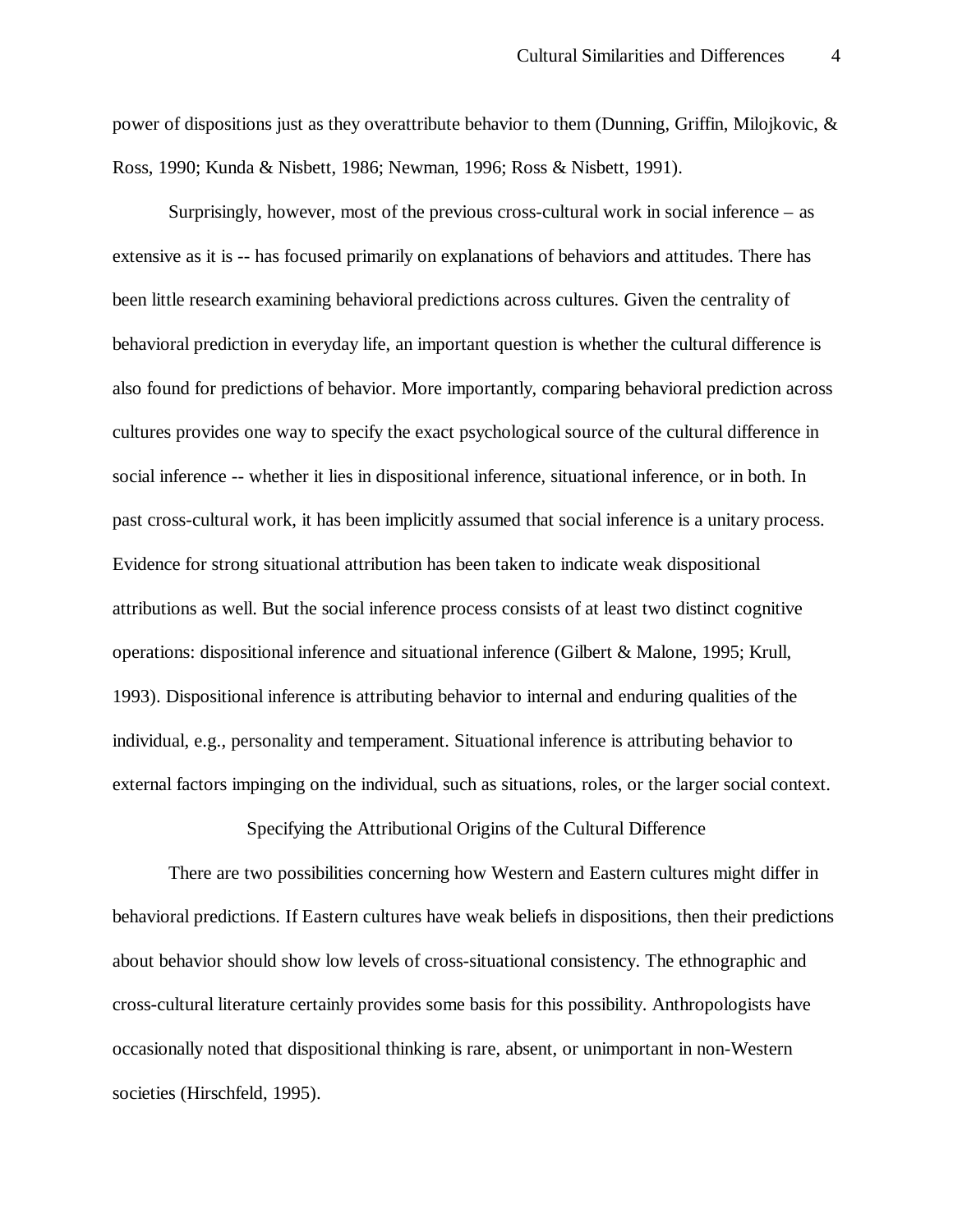power of dispositions just as they overattribute behavior to them (Dunning, Griffin, Milojkovic, & Ross, 1990; Kunda & Nisbett, 1986; Newman, 1996; Ross & Nisbett, 1991).

Surprisingly, however, most of the previous cross-cultural work in social inference – as extensive as it is -- has focused primarily on explanations of behaviors and attitudes. There has been little research examining behavioral predictions across cultures. Given the centrality of behavioral prediction in everyday life, an important question is whether the cultural difference is also found for predictions of behavior. More importantly, comparing behavioral prediction across cultures provides one way to specify the exact psychological source of the cultural difference in social inference -- whether it lies in dispositional inference, situational inference, or in both. In past cross-cultural work, it has been implicitly assumed that social inference is a unitary process. Evidence for strong situational attribution has been taken to indicate weak dispositional attributions as well. But the social inference process consists of at least two distinct cognitive operations: dispositional inference and situational inference (Gilbert & Malone, 1995; Krull, 1993). Dispositional inference is attributing behavior to internal and enduring qualities of the individual, e.g., personality and temperament. Situational inference is attributing behavior to external factors impinging on the individual, such as situations, roles, or the larger social context.

## Specifying the Attributional Origins of the Cultural Difference

There are two possibilities concerning how Western and Eastern cultures might differ in behavioral predictions. If Eastern cultures have weak beliefs in dispositions, then their predictions about behavior should show low levels of cross-situational consistency. The ethnographic and cross-cultural literature certainly provides some basis for this possibility. Anthropologists have occasionally noted that dispositional thinking is rare, absent, or unimportant in non-Western societies (Hirschfeld, 1995).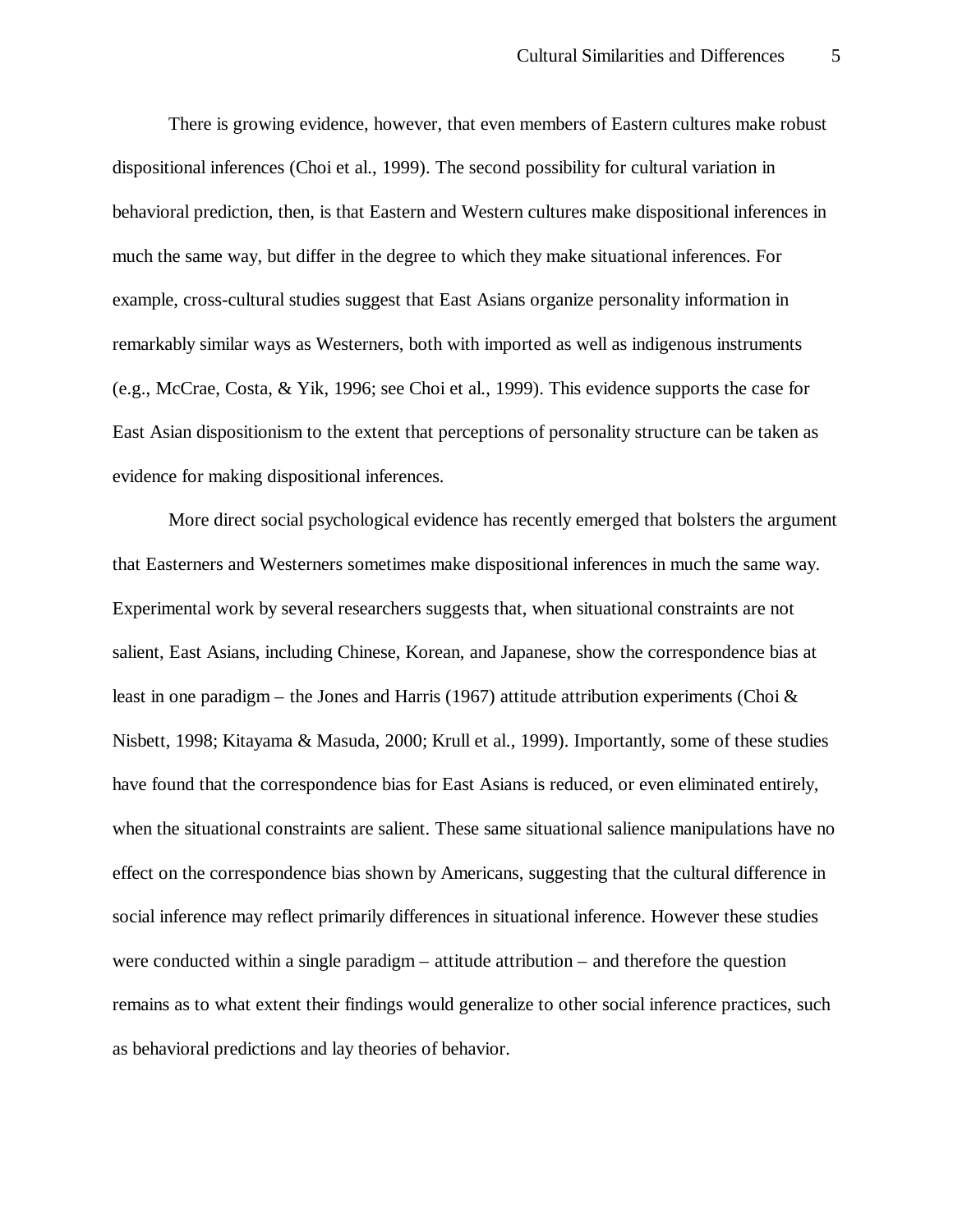There is growing evidence, however, that even members of Eastern cultures make robust dispositional inferences (Choi et al., 1999). The second possibility for cultural variation in behavioral prediction, then, is that Eastern and Western cultures make dispositional inferences in much the same way, but differ in the degree to which they make situational inferences. For example, cross-cultural studies suggest that East Asians organize personality information in remarkably similar ways as Westerners, both with imported as well as indigenous instruments (e.g., McCrae, Costa, & Yik, 1996; see Choi et al., 1999). This evidence supports the case for East Asian dispositionism to the extent that perceptions of personality structure can be taken as evidence for making dispositional inferences.

More direct social psychological evidence has recently emerged that bolsters the argument that Easterners and Westerners sometimes make dispositional inferences in much the same way. Experimental work by several researchers suggests that, when situational constraints are not salient, East Asians, including Chinese, Korean, and Japanese, show the correspondence bias at least in one paradigm – the Jones and Harris (1967) attitude attribution experiments (Choi & Nisbett, 1998; Kitayama & Masuda, 2000; Krull et al., 1999). Importantly, some of these studies have found that the correspondence bias for East Asians is reduced, or even eliminated entirely, when the situational constraints are salient. These same situational salience manipulations have no effect on the correspondence bias shown by Americans, suggesting that the cultural difference in social inference may reflect primarily differences in situational inference. However these studies were conducted within a single paradigm – attitude attribution – and therefore the question remains as to what extent their findings would generalize to other social inference practices, such as behavioral predictions and lay theories of behavior.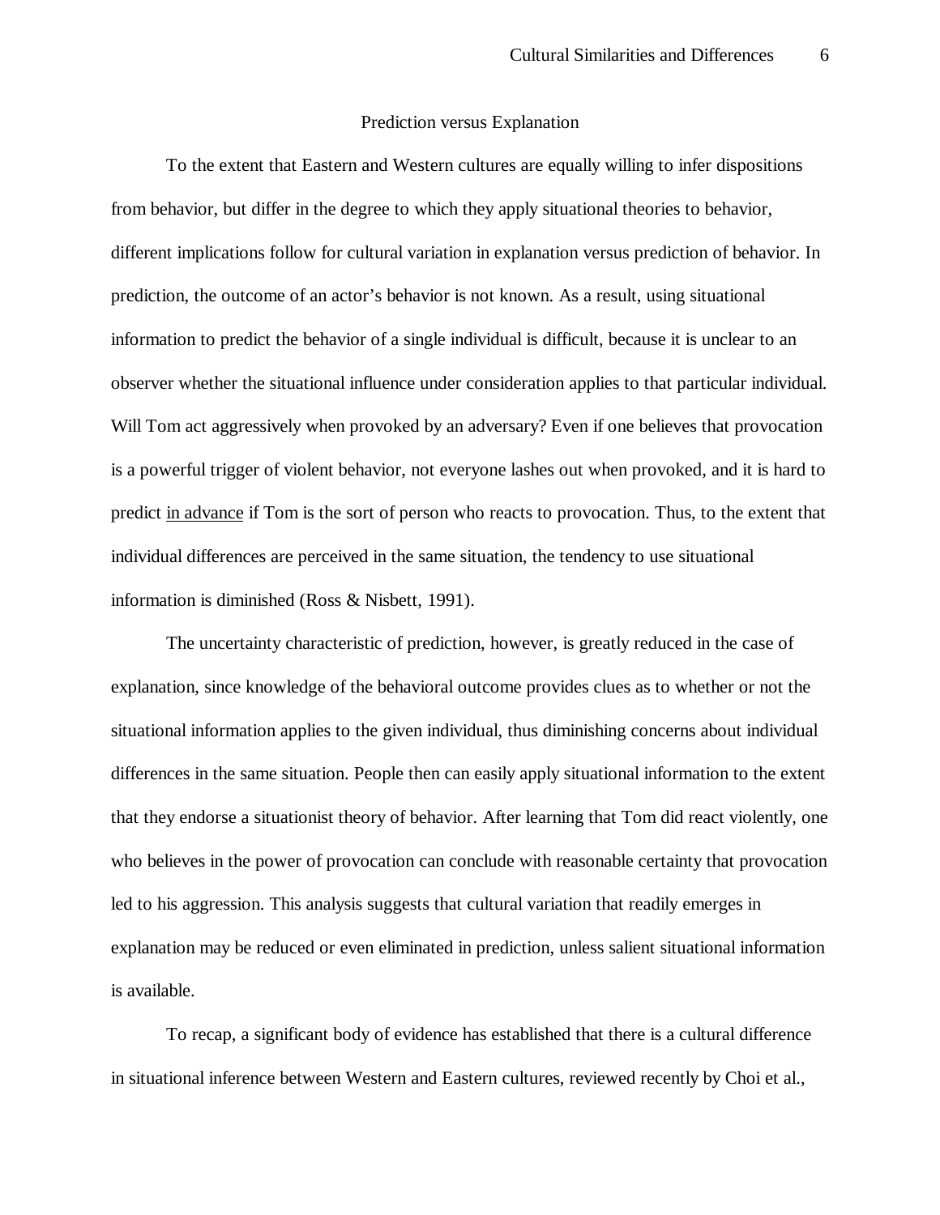## Prediction versus Explanation

To the extent that Eastern and Western cultures are equally willing to infer dispositions from behavior, but differ in the degree to which they apply situational theories to behavior, different implications follow for cultural variation in explanation versus prediction of behavior. In prediction, the outcome of an actor's behavior is not known. As a result, using situational information to predict the behavior of a single individual is difficult, because it is unclear to an observer whether the situational influence under consideration applies to that particular individual. Will Tom act aggressively when provoked by an adversary? Even if one believes that provocation is a powerful trigger of violent behavior, not everyone lashes out when provoked, and it is hard to predict <u>in advance</u> if Tom is the sort of person who reacts to provocation. Thus, to the extent that individual differences are perceived in the same situation, the tendency to use situational information is diminished (Ross & Nisbett, 1991).

The uncertainty characteristic of prediction, however, is greatly reduced in the case of explanation, since knowledge of the behavioral outcome provides clues as to whether or not the situational information applies to the given individual, thus diminishing concerns about individual differences in the same situation. People then can easily apply situational information to the extent that they endorse a situationist theory of behavior. After learning that Tom did react violently, one who believes in the power of provocation can conclude with reasonable certainty that provocation led to his aggression. This analysis suggests that cultural variation that readily emerges in explanation may be reduced or even eliminated in prediction, unless salient situational information is available.

To recap, a significant body of evidence has established that there is a cultural difference in situational inference between Western and Eastern cultures, reviewed recently by Choi et al.,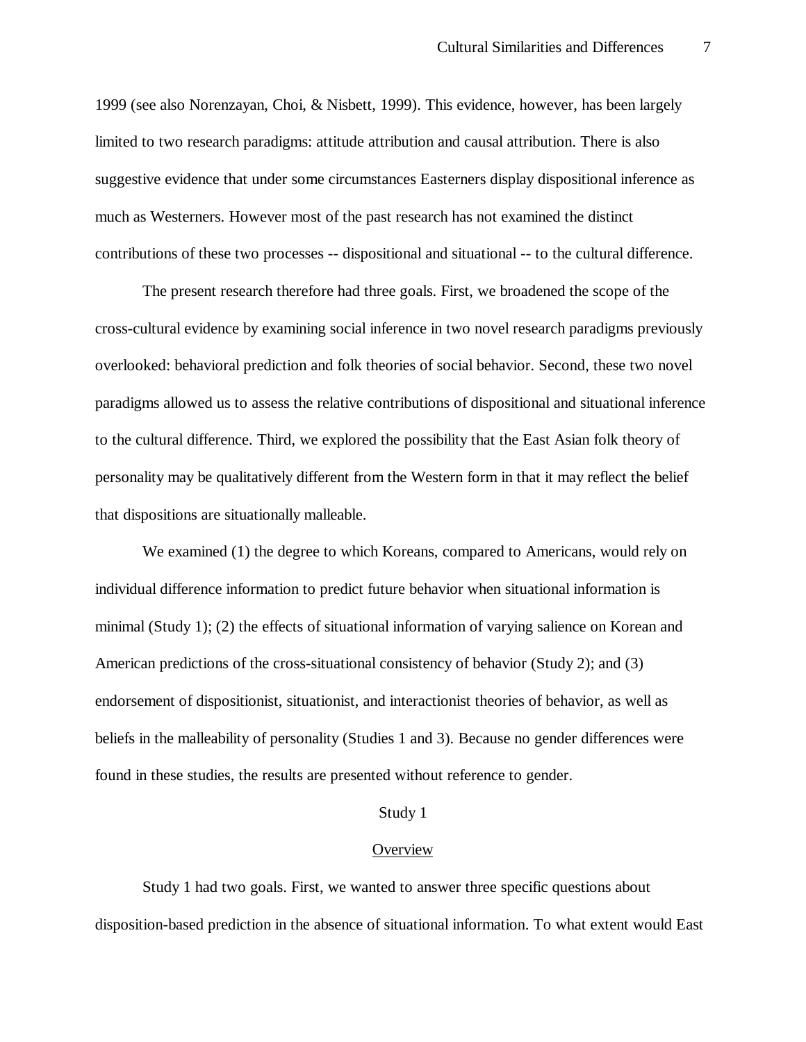1999 (see also Norenzayan, Choi, & Nisbett, 1999). This evidence, however, has been largely limited to two research paradigms: attitude attribution and causal attribution. There is also suggestive evidence that under some circumstances Easterners display dispositional inference as much as Westerners. However most of the past research has not examined the distinct contributions of these two processes -- dispositional and situational -- to the cultural difference.

The present research therefore had three goals. First, we broadened the scope of the cross-cultural evidence by examining social inference in two novel research paradigms previously overlooked: behavioral prediction and folk theories of social behavior. Second, these two novel paradigms allowed us to assess the relative contributions of dispositional and situational inference to the cultural difference. Third, we explored the possibility that the East Asian folk theory of personality may be qualitatively different from the Western form in that it may reflect the belief that dispositions are situationally malleable.

We examined (1) the degree to which Koreans, compared to Americans, would rely on individual difference information to predict future behavior when situational information is minimal (Study 1); (2) the effects of situational information of varying salience on Korean and American predictions of the cross-situational consistency of behavior (Study 2); and (3) endorsement of dispositionist, situationist, and interactionist theories of behavior, as well as beliefs in the malleability of personality (Studies 1 and 3). Because no gender differences were found in these studies, the results are presented without reference to gender.

## Study 1

### Overview

Study 1 had two goals. First, we wanted to answer three specific questions about disposition-based prediction in the absence of situational information. To what extent would East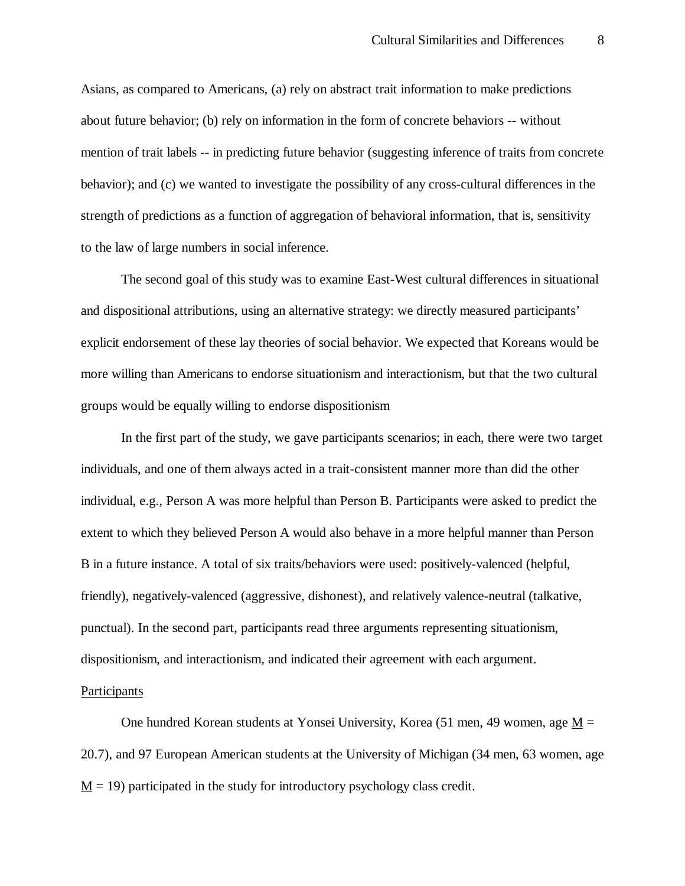Asians, as compared to Americans, (a) rely on abstract trait information to make predictions about future behavior; (b) rely on information in the form of concrete behaviors -- without mention of trait labels -- in predicting future behavior (suggesting inference of traits from concrete behavior); and (c) we wanted to investigate the possibility of any cross-cultural differences in the strength of predictions as a function of aggregation of behavioral information, that is, sensitivity to the law of large numbers in social inference.

The second goal of this study was to examine East-West cultural differences in situational and dispositional attributions, using an alternative strategy: we directly measured participants' explicit endorsement of these lay theories of social behavior. We expected that Koreans would be more willing than Americans to endorse situationism and interactionism, but that the two cultural groups would be equally willing to endorse dispositionism

In the first part of the study, we gave participants scenarios; in each, there were two target individuals, and one of them always acted in a trait-consistent manner more than did the other individual, e.g., Person A was more helpful than Person B. Participants were asked to predict the extent to which they believed Person A would also behave in a more helpful manner than Person B in a future instance. A total of six traits/behaviors were used: positively-valenced (helpful, friendly), negatively-valenced (aggressive, dishonest), and relatively valence-neutral (talkative, punctual). In the second part, participants read three arguments representing situationism, dispositionism, and interactionism, and indicated their agreement with each argument.

Participants

One hundred Korean students at Yonsei University, Korea (51 men, 49 women, age M = 20.7), and 97 European American students at the University of Michigan (34 men, 63 women, age M = 19) participated in the study for introductory psychology class credit.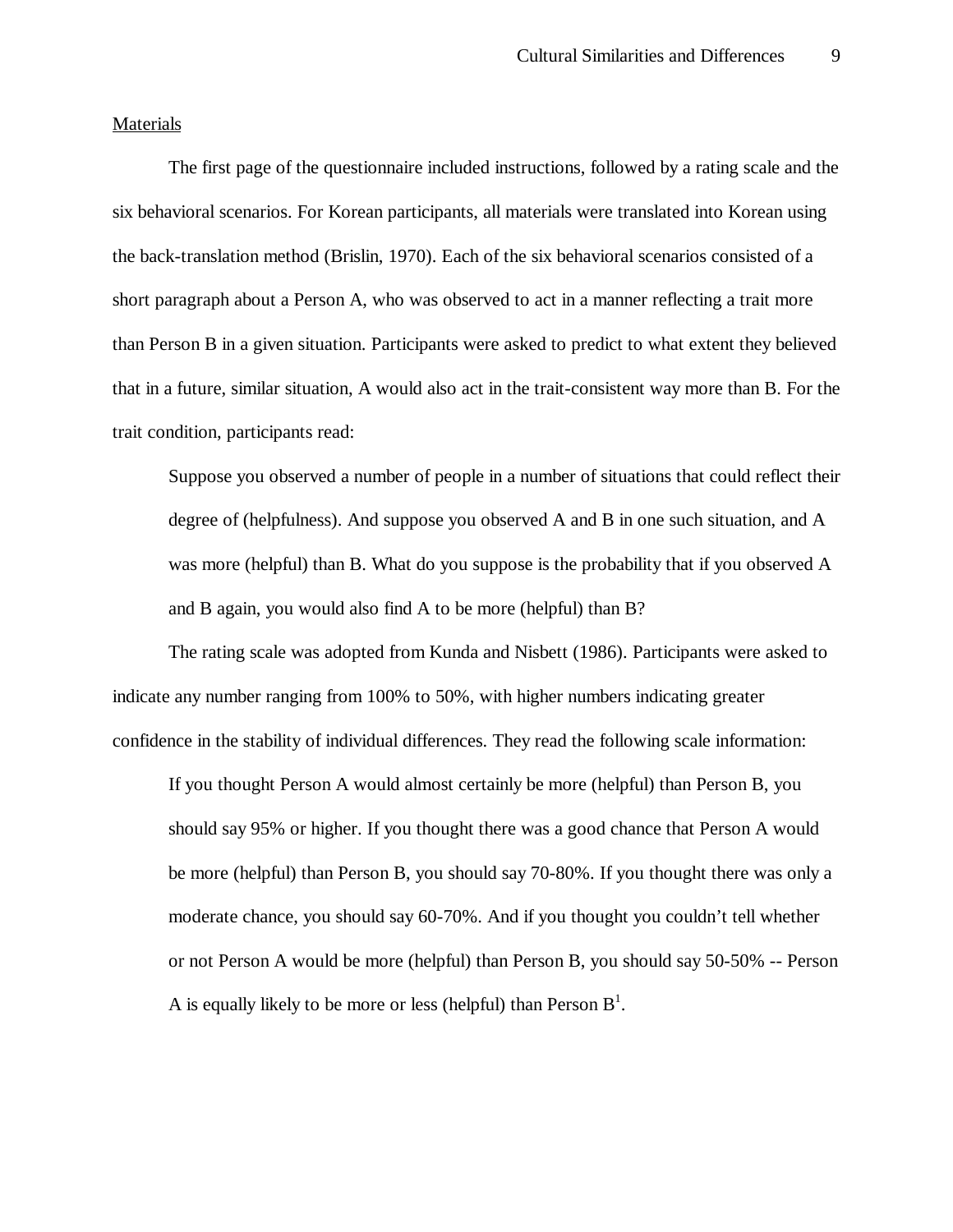Materials

The first page of the questionnaire included instructions, followed by a rating scale and the six behavioral scenarios. For Korean participants, all materials were translated into Korean using the back-translation method (Brislin, 1970). Each of the six behavioral scenarios consisted of a short paragraph about a Person A, who was observed to act in a manner reflecting a trait more than Person B in a given situation. Participants were asked to predict to what extent they believed that in a future, similar situation, A would also act in the trait-consistent way more than B. For the trait condition, participants read:

> Suppose you observed a number of people in a number of situations that could reflect their degree of (helpfulness). And suppose you observed A and B in one such situation, and A was more (helpful) than B. What do you suppose is the probability that if you observed A and B again, you would also find A to be more (helpful) than B?

The rating scale was adopted from Kunda and Nisbett (1986). Participants were asked to indicate any number ranging from 100% to 50%, with higher numbers indicating greater confidence in the stability of individual differences. They read the following scale information:

> If you thought Person A would almost certainly be more (helpful) than Person B, you should say 95% or higher. If you thought there was a good chance that Person A would be more (helpful) than Person B, you should say 70-80%. If you thought there was only a moderate chance, you should say 60-70%. And if you thought you couldn't tell whether or not Person A would be more (helpful) than Person B, you should say 50-50% -- Person A is equally likely to be more or less (helpful) than Person B[1].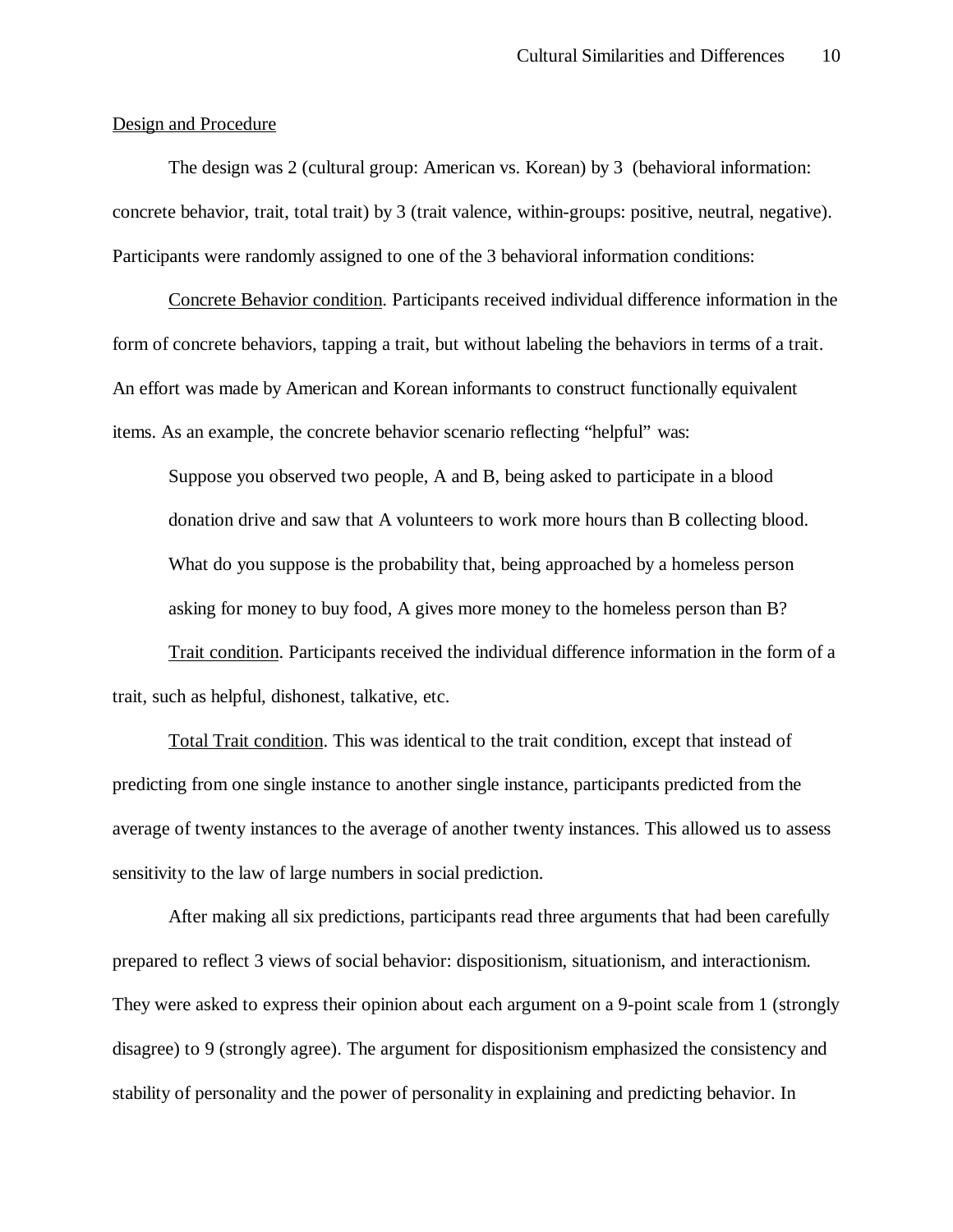Design and Procedure

The design was 2 (cultural group: American vs. Korean) by 3 (behavioral information: concrete behavior, trait, total trait) by 3 (trait valence, within-groups: positive, neutral, negative). Participants were randomly assigned to one of the 3 behavioral information conditions:

Concrete Behavior condition. Participants received individual difference information in the form of concrete behaviors, tapping a trait, but without labeling the behaviors in terms of a trait. An effort was made by American and Korean informants to construct functionally equivalent items. As an example, the concrete behavior scenario reflecting “helpful” was:

> Suppose you observed two people, A and B, being asked to participate in a blood donation drive and saw that A volunteers to work more hours than B collecting blood. What do you suppose is the probability that, being approached by a homeless person asking for money to buy food, A gives more money to the homeless person than B?

Trait condition. Participants received the individual difference information in the form of a trait, such as helpful, dishonest, talkative, etc.

Total Trait condition. This was identical to the trait condition, except that instead of predicting from one single instance to another single instance, participants predicted from the average of twenty instances to the average of another twenty instances. This allowed us to assess sensitivity to the law of large numbers in social prediction.

After making all six predictions, participants read three arguments that had been carefully prepared to reflect 3 views of social behavior: dispositionism, situationism, and interactionism. They were asked to express their opinion about each argument on a 9-point scale from 1 (strongly disagree) to 9 (strongly agree). The argument for dispositionism emphasized the consistency and stability of personality and the power of personality in explaining and predicting behavior. In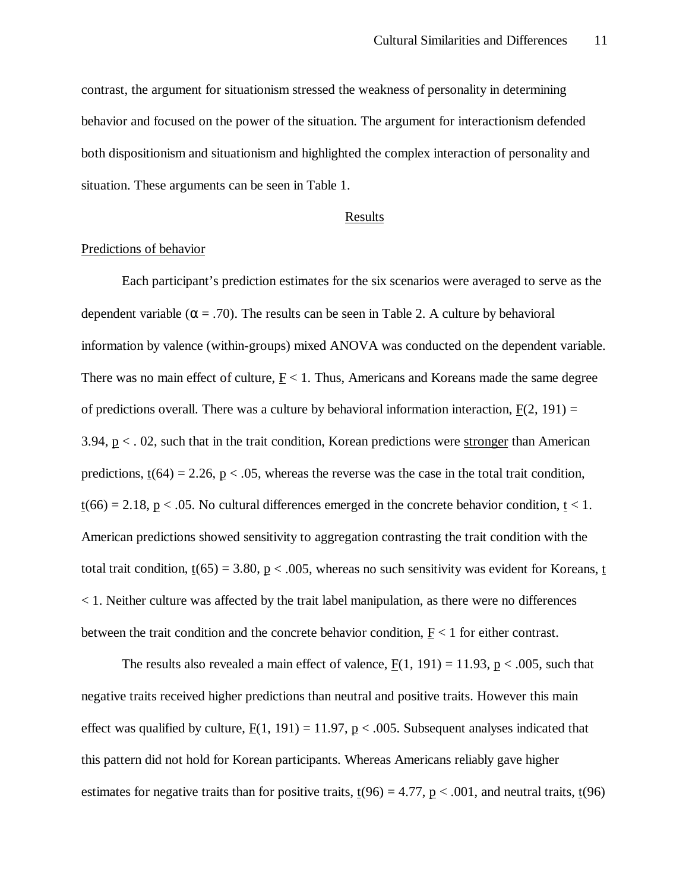contrast, the argument for situationism stressed the weakness of personality in determining behavior and focused on the power of the situation. The argument for interactionism defended both dispositionism and situationism and highlighted the complex interaction of personality and situation. These arguments can be seen in Table 1.

## Results

### Predictions of behavior

Each participant's prediction estimates for the six scenarios were averaged to serve as the dependent variable ($\alpha = .70$). The results can be seen in Table 2. A culture by behavioral information by valence (within-groups) mixed ANOVA was conducted on the dependent variable. There was no main effect of culture, $F < 1$. Thus, Americans and Koreans made the same degree of predictions overall. There was a culture by behavioral information interaction, $F(2, 191) = 3.94$, $p < .02$, such that in the trait condition, Korean predictions were stronger than American predictions, $t(64) = 2.26$, $p < .05$, whereas the reverse was the case in the total trait condition, $t(66) = 2.18$, $p < .05$. No cultural differences emerged in the concrete behavior condition, $t < 1$. American predictions showed sensitivity to aggregation contrasting the trait condition with the total trait condition, $t(65) = 3.80$, $p < .005$, whereas no such sensitivity was evident for Koreans, $t < 1$. Neither culture was affected by the trait label manipulation, as there were no differences between the trait condition and the concrete behavior condition, $F < 1$ for either contrast.

The results also revealed a main effect of valence, $F(1, 191) = 11.93$, $p < .005$, such that negative traits received higher predictions than neutral and positive traits. However this main effect was qualified by culture, $F(1, 191) = 11.97$, $p < .005$. Subsequent analyses indicated that this pattern did not hold for Korean participants. Whereas Americans reliably gave higher estimates for negative traits than for positive traits, $t(96) = 4.77$, $p < .001$, and neutral traits, $t(96)$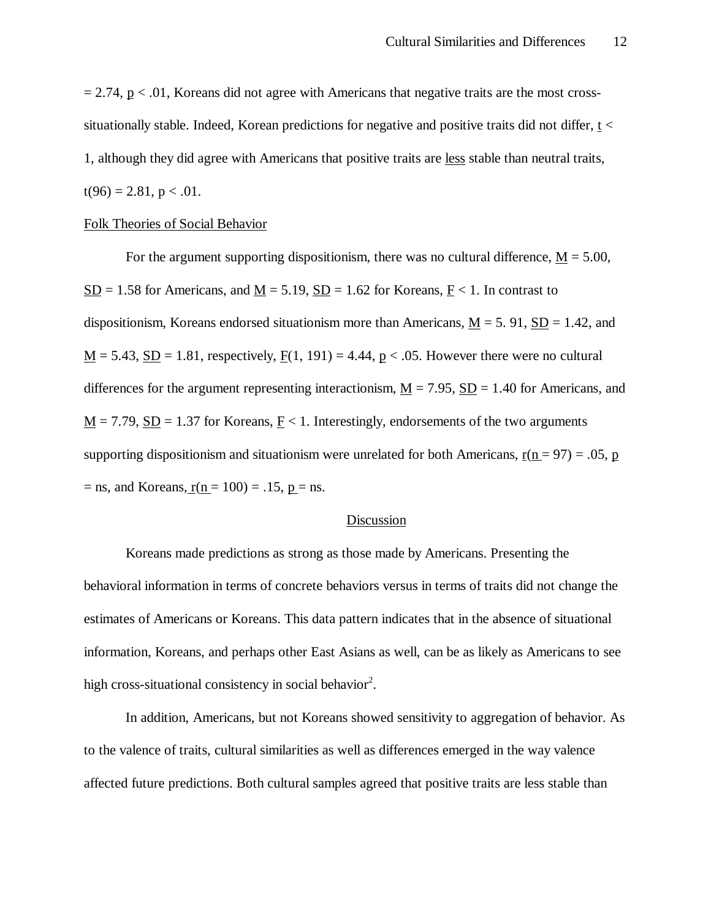$= 2.74$, $p < .01$, Koreans did not agree with Americans that negative traits are the most cross-situationally stable. Indeed, Korean predictions for negative and positive traits did not differ, $t < 1$, although they did agree with Americans that positive traits are less stable than neutral traits, $t(96) = 2.81$, $p < .01$.

## Folk Theories of Social Behavior

For the argument supporting dispositionism, there was no cultural difference, $M = 5.00$, $SD = 1.58$ for Americans, and $M = 5.19$, $SD = 1.62$ for Koreans, $F < 1$. In contrast to dispositionism, Koreans endorsed situationism more than Americans, $M = 5.91$, $SD = 1.42$, and $M = 5.43$, $SD = 1.81$, respectively, $F(1, 191) = 4.44$, $p < .05$. However there were no cultural differences for the argument representing interactionism, $M = 7.95$, $SD = 1.40$ for Americans, and $M = 7.79$, $SD = 1.37$ for Koreans, $F < 1$. Interestingly, endorsements of the two arguments supporting dispositionism and situationism were unrelated for both Americans, $r(n = 97) = .05$, $p$ = ns, and Koreans, $r(n = 100) = .15$, $p$ = ns.

# Discussion

Koreans made predictions as strong as those made by Americans. Presenting the behavioral information in terms of concrete behaviors versus in terms of traits did not change the estimates of Americans or Koreans. This data pattern indicates that in the absence of situational information, Koreans, and perhaps other East Asians as well, can be as likely as Americans to see high cross-situational consistency in social behavior[2].

In addition, Americans, but not Koreans showed sensitivity to aggregation of behavior. As to the valence of traits, cultural similarities as well as differences emerged in the way valence affected future predictions. Both cultural samples agreed that positive traits are less stable than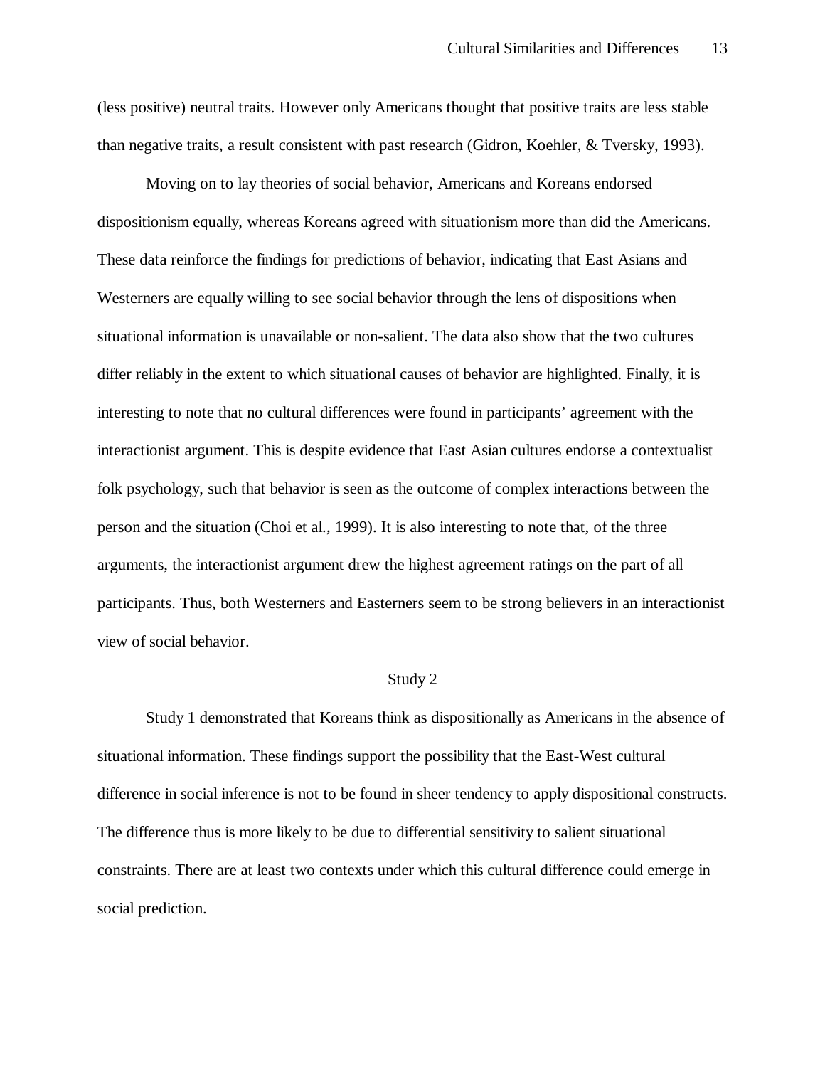(less positive) neutral traits. However only Americans thought that positive traits are less stable than negative traits, a result consistent with past research (Gidron, Koehler, & Tversky, 1993).

Moving on to lay theories of social behavior, Americans and Koreans endorsed dispositionism equally, whereas Koreans agreed with situationism more than did the Americans. These data reinforce the findings for predictions of behavior, indicating that East Asians and Westerners are equally willing to see social behavior through the lens of dispositions when situational information is unavailable or non-salient. The data also show that the two cultures differ reliably in the extent to which situational causes of behavior are highlighted. Finally, it is interesting to note that no cultural differences were found in participants' agreement with the interactionist argument. This is despite evidence that East Asian cultures endorse a contextualist folk psychology, such that behavior is seen as the outcome of complex interactions between the person and the situation (Choi et al., 1999). It is also interesting to note that, of the three arguments, the interactionist argument drew the highest agreement ratings on the part of all participants. Thus, both Westerners and Easterners seem to be strong believers in an interactionist view of social behavior.

## Study 2

Study 1 demonstrated that Koreans think as dispositionally as Americans in the absence of situational information. These findings support the possibility that the East-West cultural difference in social inference is not to be found in sheer tendency to apply dispositional constructs. The difference thus is more likely to be due to differential sensitivity to salient situational constraints. There are at least two contexts under which this cultural difference could emerge in social prediction.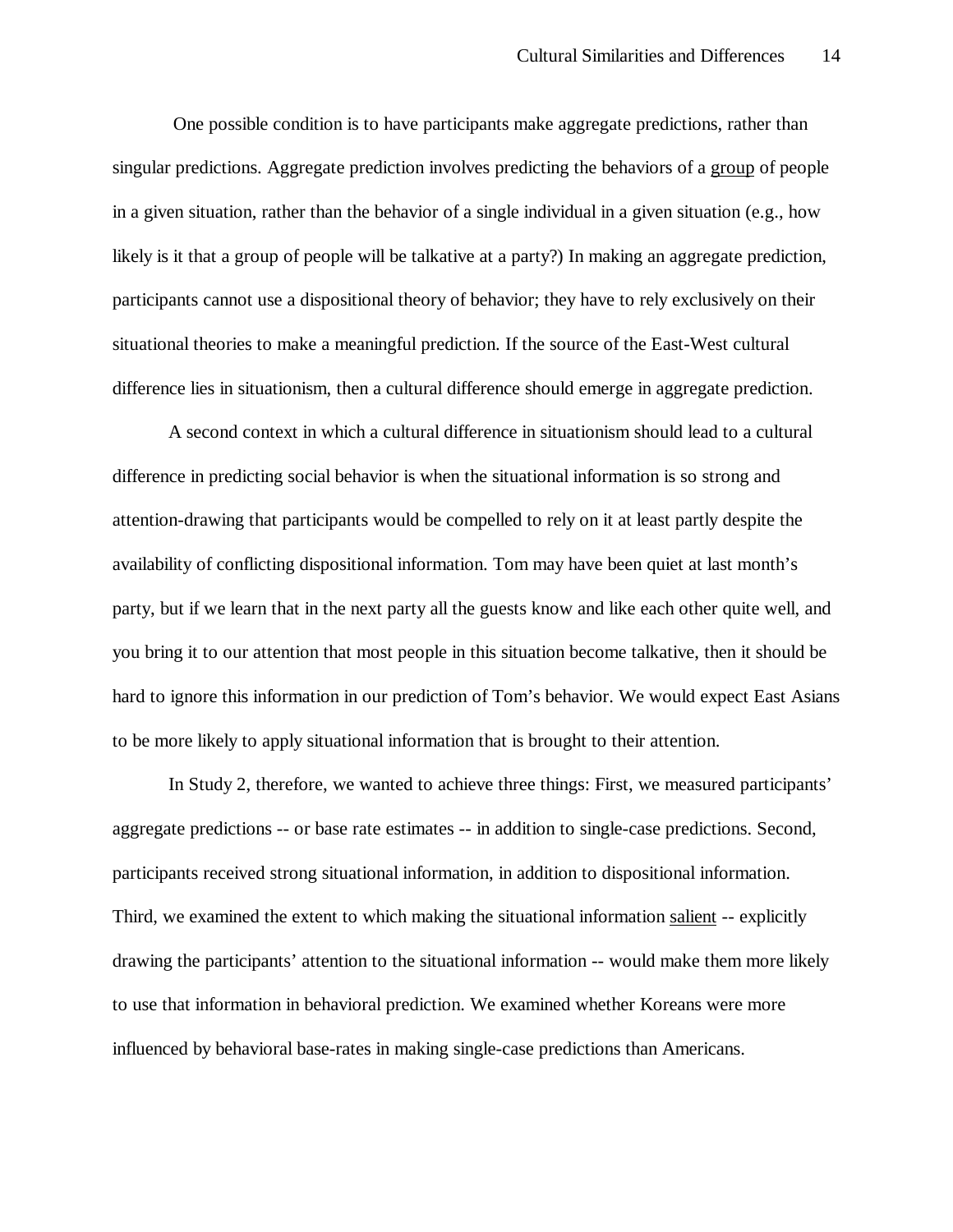One possible condition is to have participants make aggregate predictions, rather than singular predictions. Aggregate prediction involves predicting the behaviors of a <u>group</u> of people in a given situation, rather than the behavior of a single individual in a given situation (e.g., how likely is it that a group of people will be talkative at a party?) In making an aggregate prediction, participants cannot use a dispositional theory of behavior; they have to rely exclusively on their situational theories to make a meaningful prediction. If the source of the East-West cultural difference lies in situationism, then a cultural difference should emerge in aggregate prediction.

A second context in which a cultural difference in situationism should lead to a cultural difference in predicting social behavior is when the situational information is so strong and attention-drawing that participants would be compelled to rely on it at least partly despite the availability of conflicting dispositional information. Tom may have been quiet at last month's party, but if we learn that in the next party all the guests know and like each other quite well, and you bring it to our attention that most people in this situation become talkative, then it should be hard to ignore this information in our prediction of Tom's behavior. We would expect East Asians to be more likely to apply situational information that is brought to their attention.

In Study 2, therefore, we wanted to achieve three things: First, we measured participants' aggregate predictions -- or base rate estimates -- in addition to single-case predictions. Second, participants received strong situational information, in addition to dispositional information. Third, we examined the extent to which making the situational information <u>salient</u> -- explicitly drawing the participants' attention to the situational information -- would make them more likely to use that information in behavioral prediction. We examined whether Koreans were more influenced by behavioral base-rates in making single-case predictions than Americans.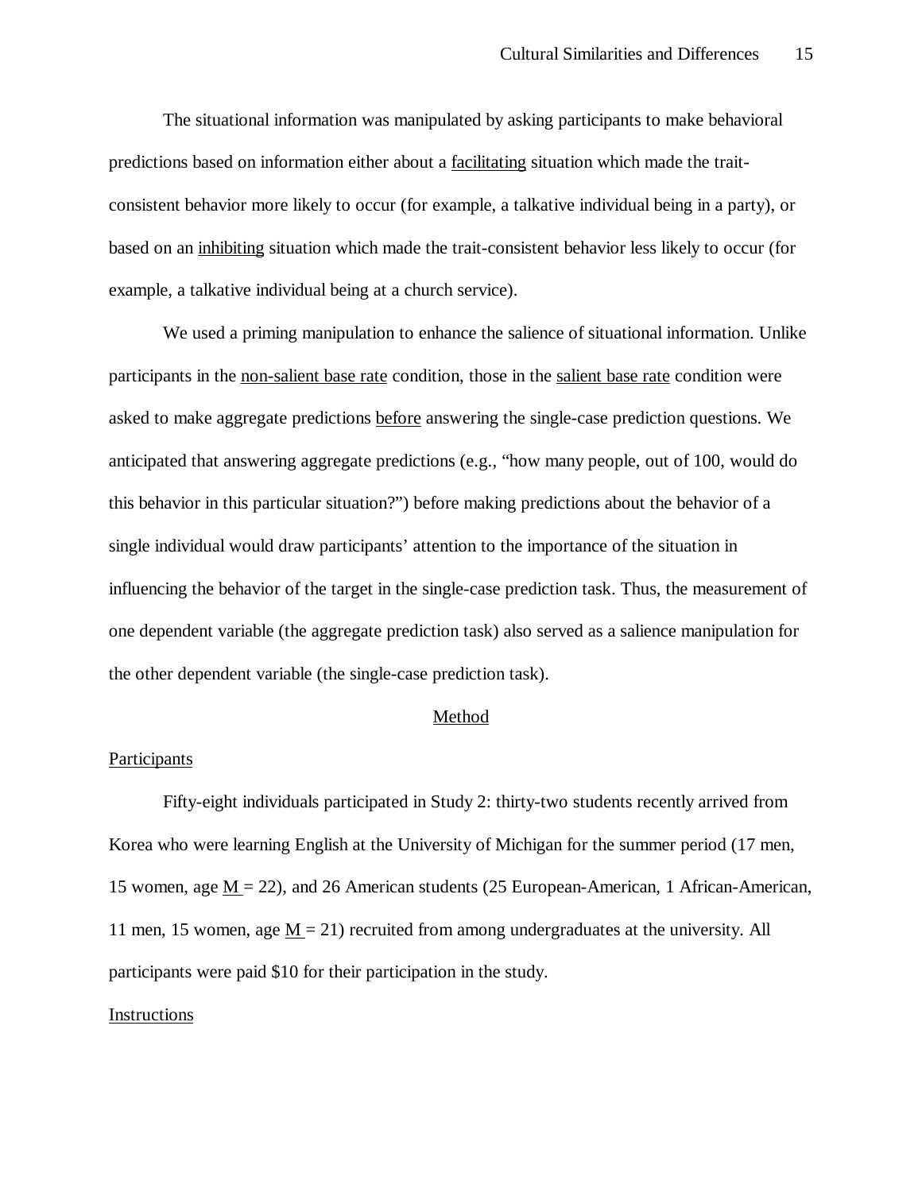The situational information was manipulated by asking participants to make behavioral predictions based on information either about a _facilitating_ situation which made the trait-consistent behavior more likely to occur (for example, a talkative individual being in a party), or based on an _inhibiting_ situation which made the trait-consistent behavior less likely to occur (for example, a talkative individual being at a church service).

We used a priming manipulation to enhance the salience of situational information. Unlike participants in the _non-salient base rate_ condition, those in the _salient base rate_ condition were asked to make aggregate predictions _before_ answering the single-case prediction questions. We anticipated that answering aggregate predictions (e.g., "how many people, out of 100, would do this behavior in this particular situation?") before making predictions about the behavior of a single individual would draw participants' attention to the importance of the situation in influencing the behavior of the target in the single-case prediction task. Thus, the measurement of one dependent variable (the aggregate prediction task) also served as a salience manipulation for the other dependent variable (the single-case prediction task).

## Method

### Participants

Fifty-eight individuals participated in Study 2: thirty-two students recently arrived from Korea who were learning English at the University of Michigan for the summer period (17 men, 15 women, age _M_ = 22), and 26 American students (25 European-American, 1 African-American, 11 men, 15 women, age _M_ = 21) recruited from among undergraduates at the university. All participants were paid $10 for their participation in the study.

### Instructions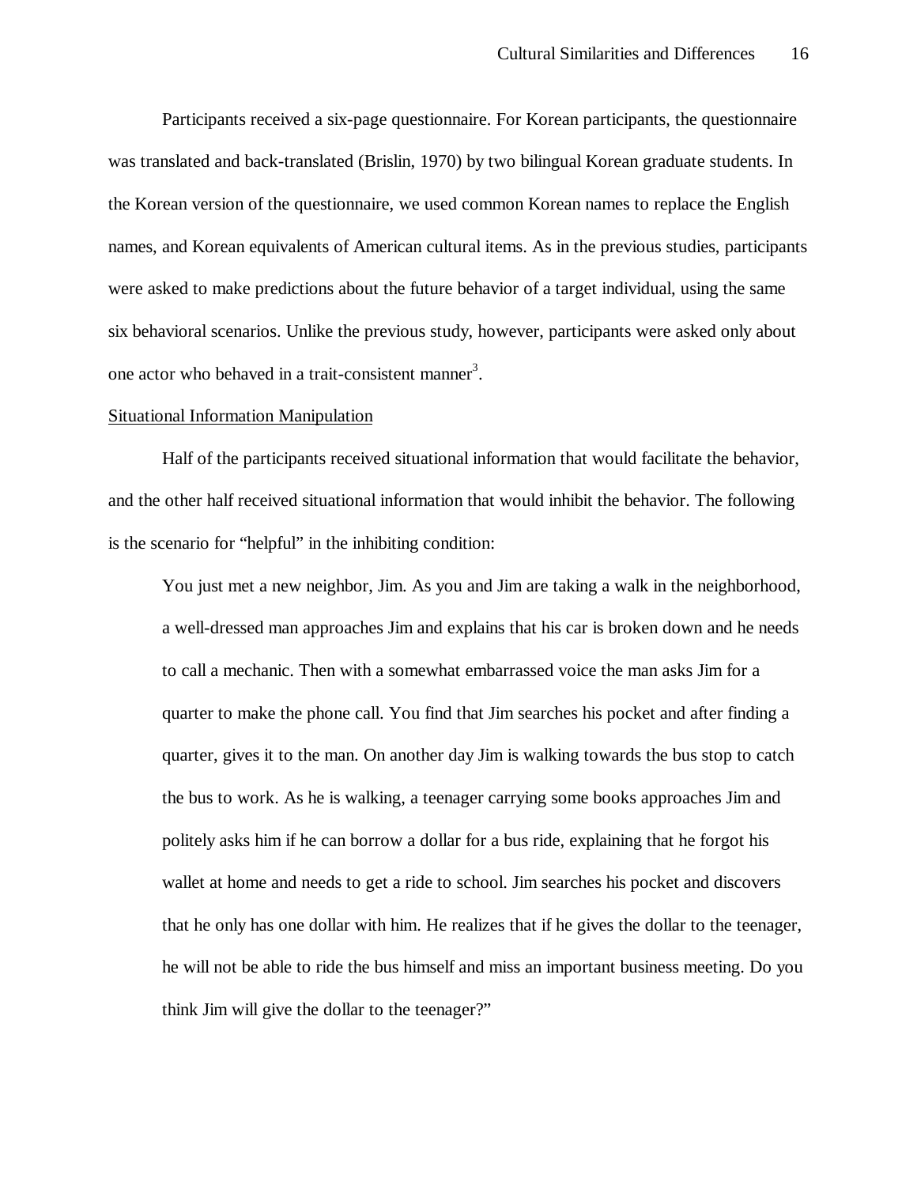Participants received a six-page questionnaire. For Korean participants, the questionnaire was translated and back-translated (Brislin, 1970) by two bilingual Korean graduate students. In the Korean version of the questionnaire, we used common Korean names to replace the English names, and Korean equivalents of American cultural items. As in the previous studies, participants were asked to make predictions about the future behavior of a target individual, using the same six behavioral scenarios. Unlike the previous study, however, participants were asked only about one actor who behaved in a trait-consistent manner[3].

<u>Situational Information Manipulation</u>

Half of the participants received situational information that would facilitate the behavior, and the other half received situational information that would inhibit the behavior. The following is the scenario for "helpful" in the inhibiting condition:

> You just met a new neighbor, Jim. As you and Jim are taking a walk in the neighborhood, a well-dressed man approaches Jim and explains that his car is broken down and he needs to call a mechanic. Then with a somewhat embarrassed voice the man asks Jim for a quarter to make the phone call. You find that Jim searches his pocket and after finding a quarter, gives it to the man. On another day Jim is walking towards the bus stop to catch the bus to work. As he is walking, a teenager carrying some books approaches Jim and politely asks him if he can borrow a dollar for a bus ride, explaining that he forgot his wallet at home and needs to get a ride to school. Jim searches his pocket and discovers that he only has one dollar with him. He realizes that if he gives the dollar to the teenager, he will not be able to ride the bus himself and miss an important business meeting. Do you think Jim will give the dollar to the teenager?"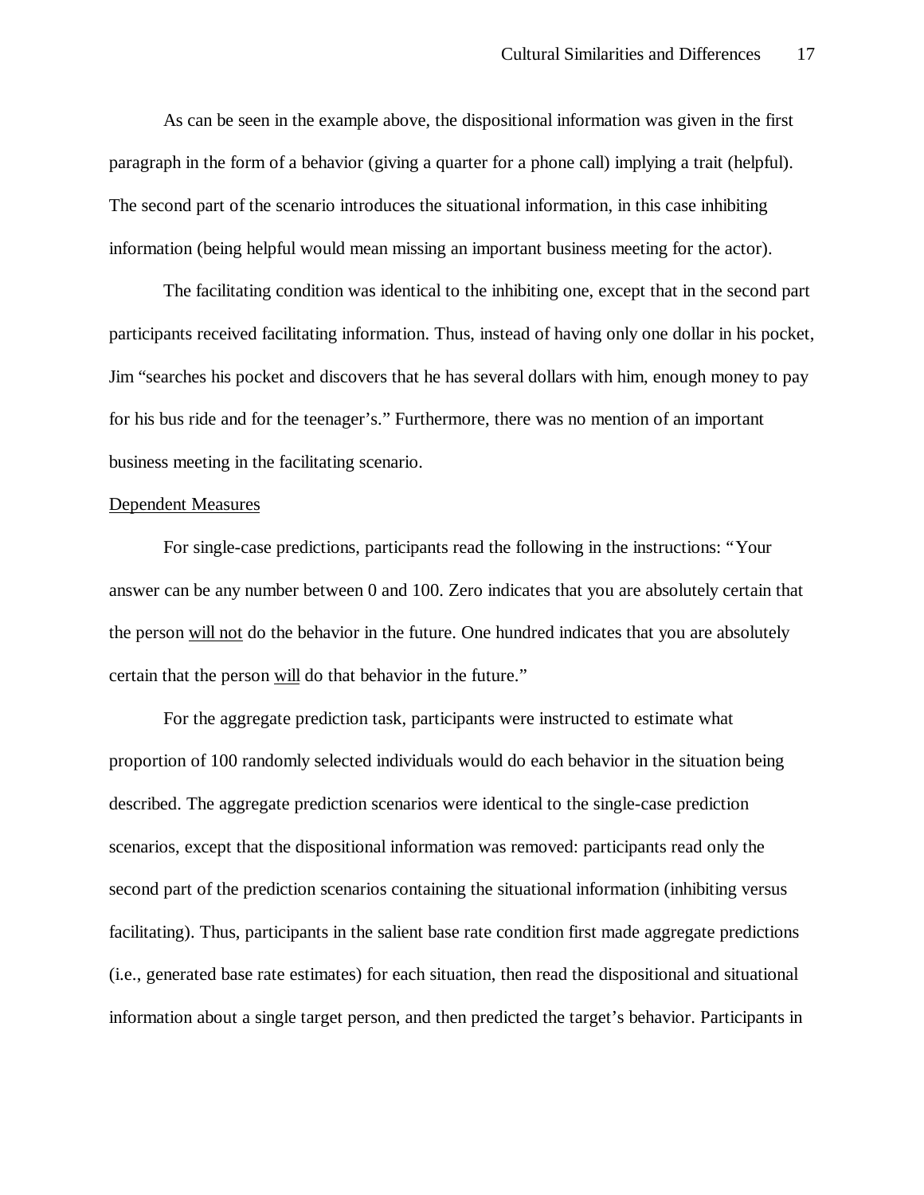As can be seen in the example above, the dispositional information was given in the first paragraph in the form of a behavior (giving a quarter for a phone call) implying a trait (helpful). The second part of the scenario introduces the situational information, in this case inhibiting information (being helpful would mean missing an important business meeting for the actor).

The facilitating condition was identical to the inhibiting one, except that in the second part participants received facilitating information. Thus, instead of having only one dollar in his pocket, Jim "searches his pocket and discovers that he has several dollars with him, enough money to pay for his bus ride and for the teenager's." Furthermore, there was no mention of an important business meeting in the facilitating scenario.

Dependent Measures

For single-case predictions, participants read the following in the instructions: "Your answer can be any number between 0 and 100. Zero indicates that you are absolutely certain that the person will not do the behavior in the future. One hundred indicates that you are absolutely certain that the person will do that behavior in the future."

For the aggregate prediction task, participants were instructed to estimate what proportion of 100 randomly selected individuals would do each behavior in the situation being described. The aggregate prediction scenarios were identical to the single-case prediction scenarios, except that the dispositional information was removed: participants read only the second part of the prediction scenarios containing the situational information (inhibiting versus facilitating). Thus, participants in the salient base rate condition first made aggregate predictions (i.e., generated base rate estimates) for each situation, then read the dispositional and situational information about a single target person, and then predicted the target's behavior. Participants in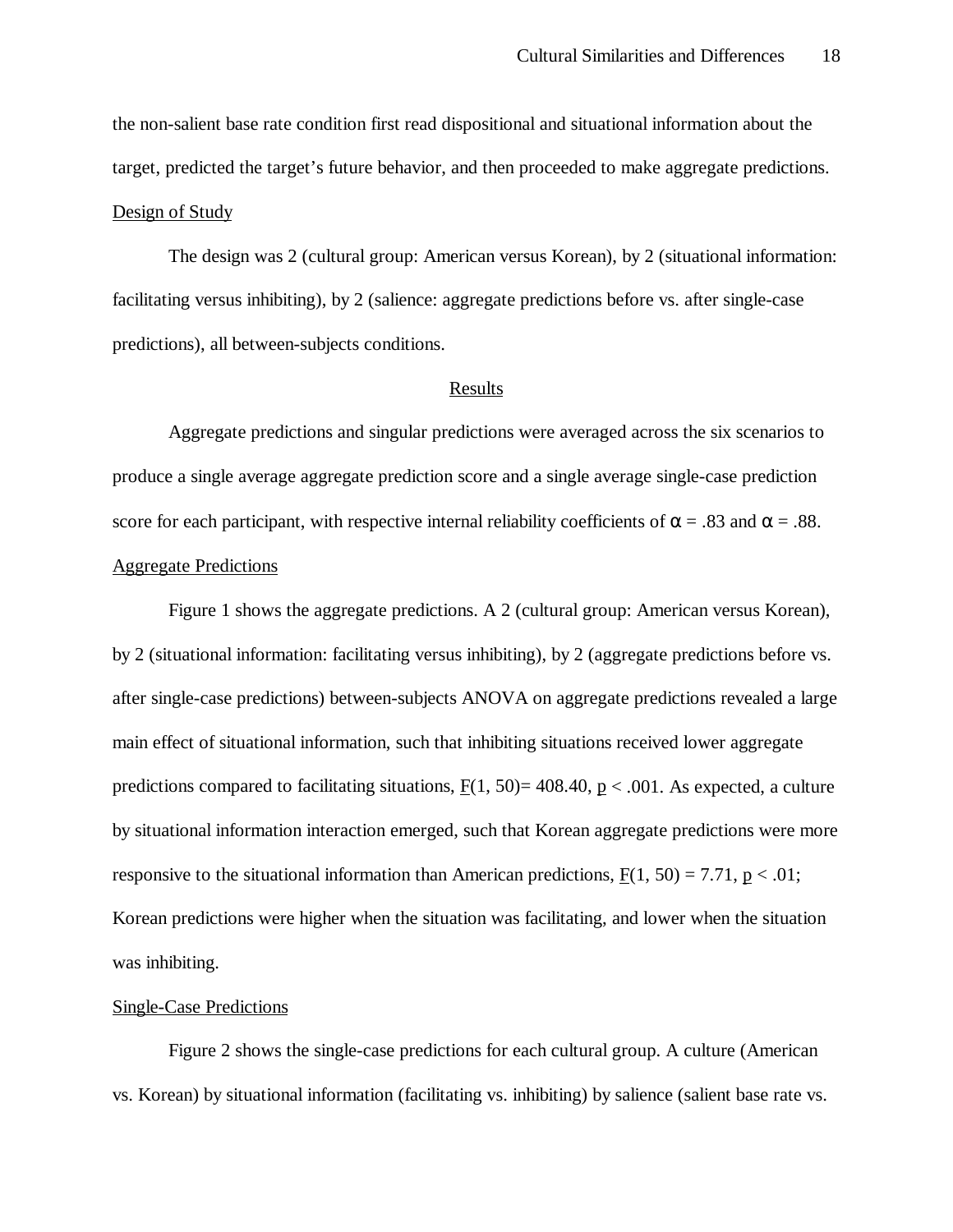the non-salient base rate condition first read dispositional and situational information about the target, predicted the target's future behavior, and then proceeded to make aggregate predictions.

Design of Study

The design was 2 (cultural group: American versus Korean), by 2 (situational information: facilitating versus inhibiting), by 2 (salience: aggregate predictions before vs. after single-case predictions), all between-subjects conditions.

## Results

Aggregate predictions and singular predictions were averaged across the six scenarios to produce a single average aggregate prediction score and a single average single-case prediction score for each participant, with respective internal reliability coefficients of $\alpha = .83$ and $\alpha = .88$.

Aggregate Predictions

Figure 1 shows the aggregate predictions. A 2 (cultural group: American versus Korean), by 2 (situational information: facilitating versus inhibiting), by 2 (aggregate predictions before vs. after single-case predictions) between-subjects ANOVA on aggregate predictions revealed a large main effect of situational information, such that inhibiting situations received lower aggregate predictions compared to facilitating situations, $F(1, 50) = 408.40$, $p < .001$. As expected, a culture by situational information interaction emerged, such that Korean aggregate predictions were more responsive to the situational information than American predictions, $F(1, 50) = 7.71$, $p < .01$; Korean predictions were higher when the situation was facilitating, and lower when the situation was inhibiting.

Single-Case Predictions

Figure 2 shows the single-case predictions for each cultural group. A culture (American vs. Korean) by situational information (facilitating vs. inhibiting) by salience (salient base rate vs.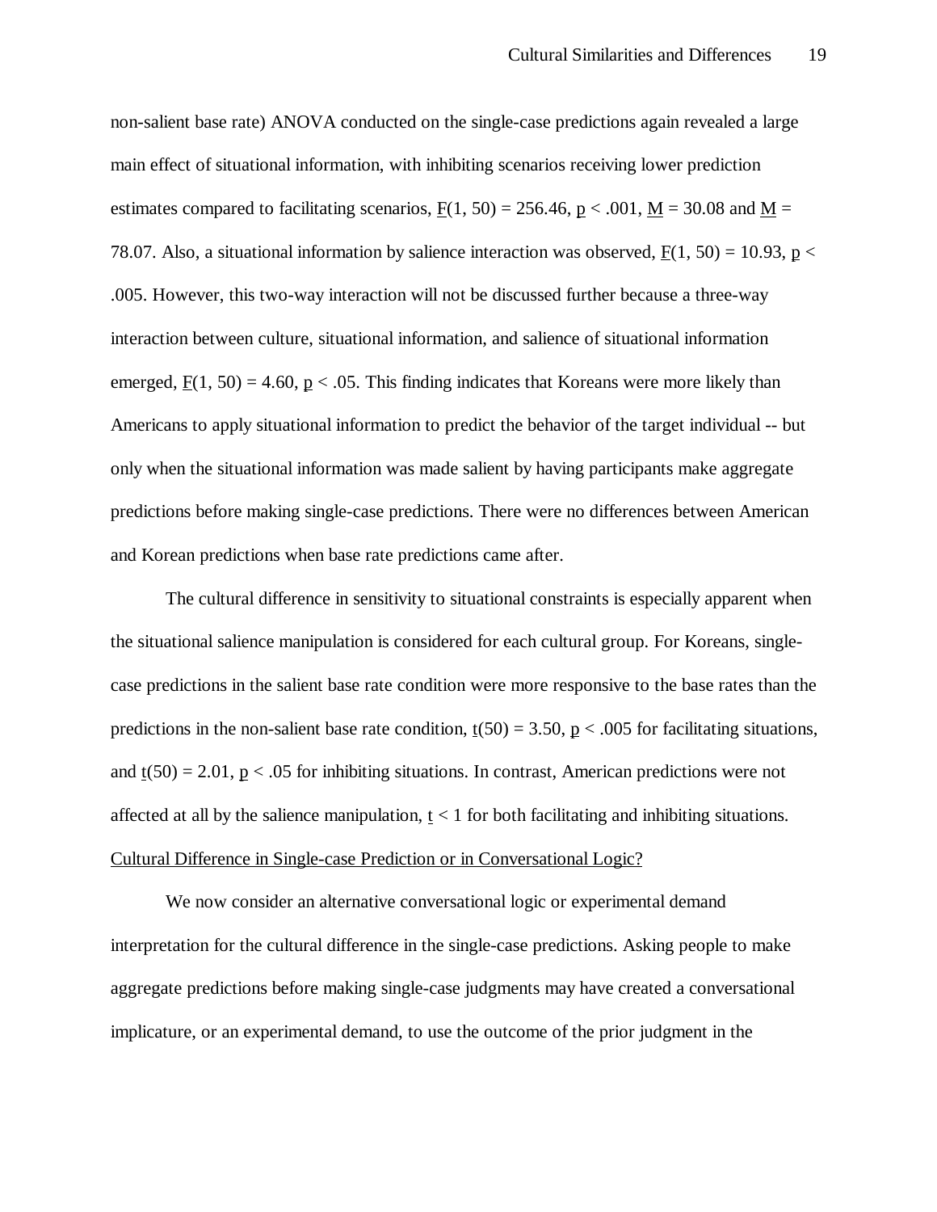non-salient base rate) ANOVA conducted on the single-case predictions again revealed a large main effect of situational information, with inhibiting scenarios receiving lower prediction estimates compared to facilitating scenarios, $F(1, 50) = 256.46$, $p < .001$, $M = 30.08$ and $M = 78.07$. Also, a situational information by salience interaction was observed, $F(1, 50) = 10.93$, $p < .005$. However, this two-way interaction will not be discussed further because a three-way interaction between culture, situational information, and salience of situational information emerged, $F(1, 50) = 4.60$, $p < .05$. This finding indicates that Koreans were more likely than Americans to apply situational information to predict the behavior of the target individual -- but only when the situational information was made salient by having participants make aggregate predictions before making single-case predictions. There were no differences between American and Korean predictions when base rate predictions came after.

The cultural difference in sensitivity to situational constraints is especially apparent when the situational salience manipulation is considered for each cultural group. For Koreans, single-case predictions in the salient base rate condition were more responsive to the base rates than the predictions in the non-salient base rate condition, $t(50) = 3.50$, $p < .005$ for facilitating situations, and $t(50) = 2.01$, $p < .05$ for inhibiting situations. In contrast, American predictions were not affected at all by the salience manipulation, $t < 1$ for both facilitating and inhibiting situations.

## Cultural Difference in Single-case Prediction or in Conversational Logic?

We now consider an alternative conversational logic or experimental demand interpretation for the cultural difference in the single-case predictions. Asking people to make aggregate predictions before making single-case judgments may have created a conversational implicature, or an experimental demand, to use the outcome of the prior judgment in the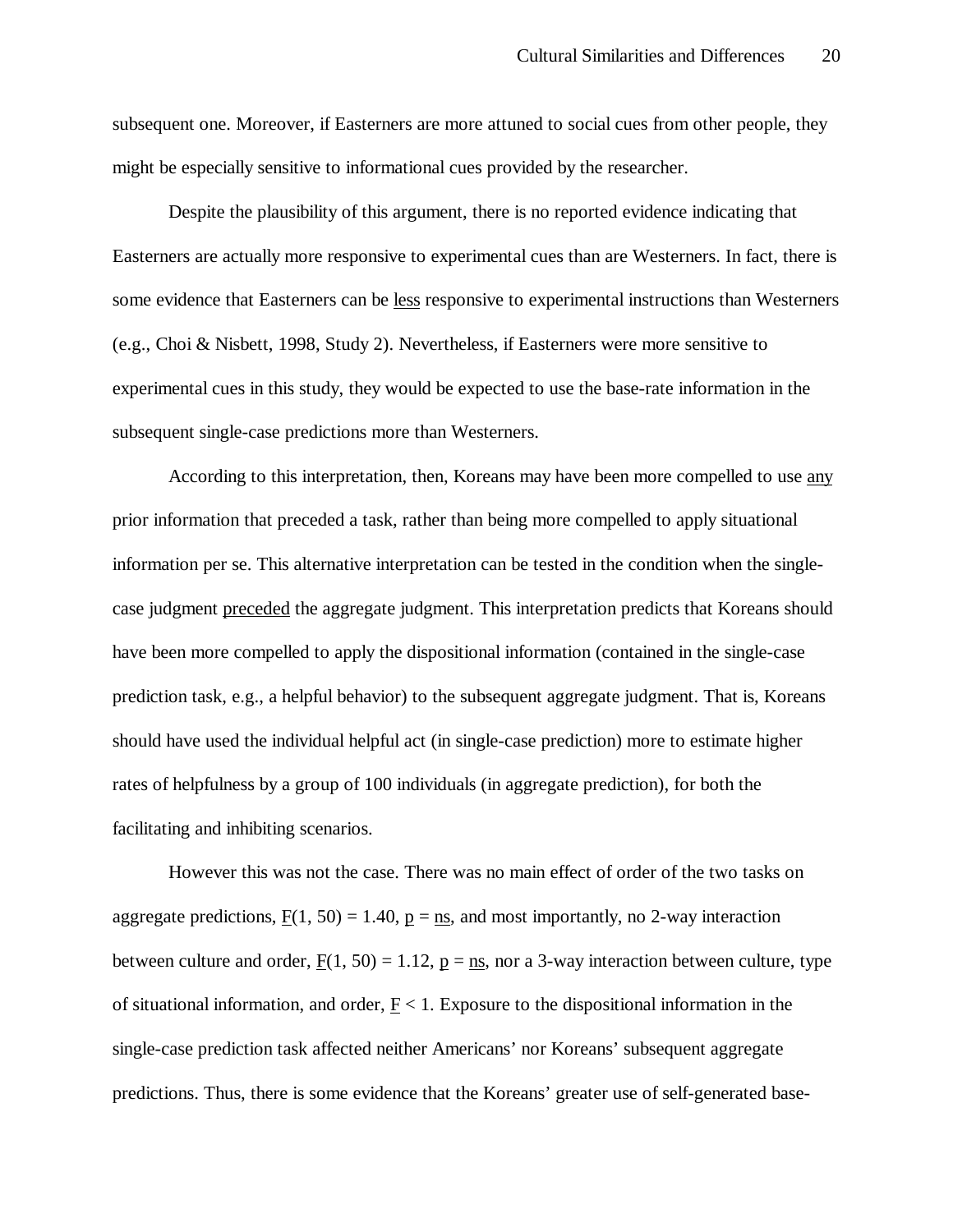subsequent one. Moreover, if Easterners are more attuned to social cues from other people, they might be especially sensitive to informational cues provided by the researcher.

Despite the plausibility of this argument, there is no reported evidence indicating that Easterners are actually more responsive to experimental cues than are Westerners. In fact, there is some evidence that Easterners can be <u>less</u> responsive to experimental instructions than Westerners (e.g., Choi & Nisbett, 1998, Study 2). Nevertheless, if Easterners were more sensitive to experimental cues in this study, they would be expected to use the base-rate information in the subsequent single-case predictions more than Westerners.

According to this interpretation, then, Koreans may have been more compelled to use <u>any</u> prior information that preceded a task, rather than being more compelled to apply situational information per se. This alternative interpretation can be tested in the condition when the single-case judgment <u>preceded</u> the aggregate judgment. This interpretation predicts that Koreans should have been more compelled to apply the dispositional information (contained in the single-case prediction task, e.g., a helpful behavior) to the subsequent aggregate judgment. That is, Koreans should have used the individual helpful act (in single-case prediction) more to estimate higher rates of helpfulness by a group of 100 individuals (in aggregate prediction), for both the facilitating and inhibiting scenarios.

However this was not the case. There was no main effect of order of the two tasks on aggregate predictions, $F(1, 50) = 1.40$, $p = ns$, and most importantly, no 2-way interaction between culture and order, $F(1, 50) = 1.12$, $p = ns$, nor a 3-way interaction between culture, type of situational information, and order, $F < 1$. Exposure to the dispositional information in the single-case prediction task affected neither Americans' nor Koreans' subsequent aggregate predictions. Thus, there is some evidence that the Koreans' greater use of self-generated base-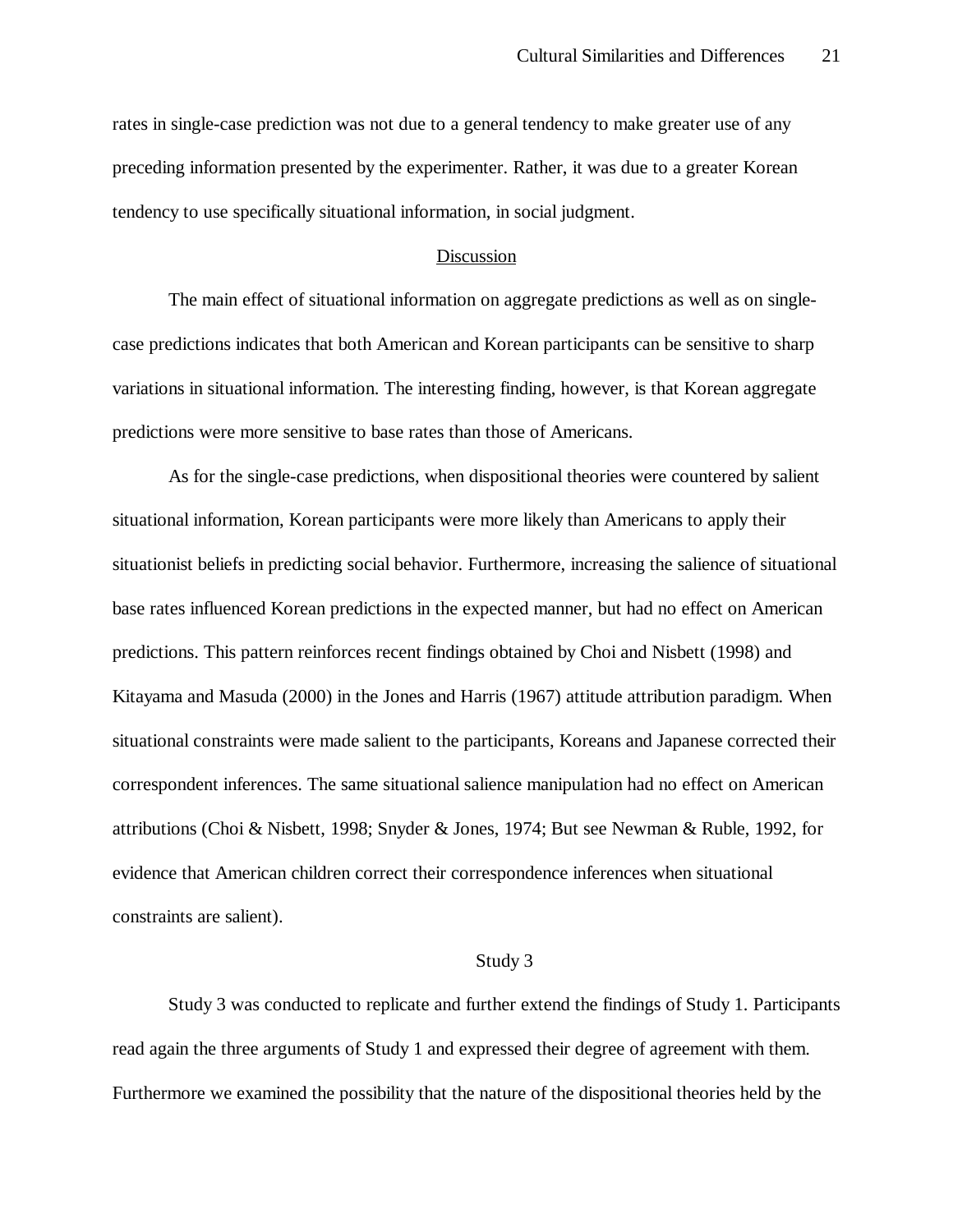rates in single-case prediction was not due to a general tendency to make greater use of any preceding information presented by the experimenter. Rather, it was due to a greater Korean tendency to use specifically situational information, in social judgment.

## Discussion

The main effect of situational information on aggregate predictions as well as on single-case predictions indicates that both American and Korean participants can be sensitive to sharp variations in situational information. The interesting finding, however, is that Korean aggregate predictions were more sensitive to base rates than those of Americans.

As for the single-case predictions, when dispositional theories were countered by salient situational information, Korean participants were more likely than Americans to apply their situationist beliefs in predicting social behavior. Furthermore, increasing the salience of situational base rates influenced Korean predictions in the expected manner, but had no effect on American predictions. This pattern reinforces recent findings obtained by Choi and Nisbett (1998) and Kitayama and Masuda (2000) in the Jones and Harris (1967) attitude attribution paradigm. When situational constraints were made salient to the participants, Koreans and Japanese corrected their correspondent inferences. The same situational salience manipulation had no effect on American attributions (Choi & Nisbett, 1998; Snyder & Jones, 1974; But see Newman & Ruble, 1992, for evidence that American children correct their correspondence inferences when situational constraints are salient).

## Study 3

Study 3 was conducted to replicate and further extend the findings of Study 1. Participants read again the three arguments of Study 1 and expressed their degree of agreement with them. Furthermore we examined the possibility that the nature of the dispositional theories held by the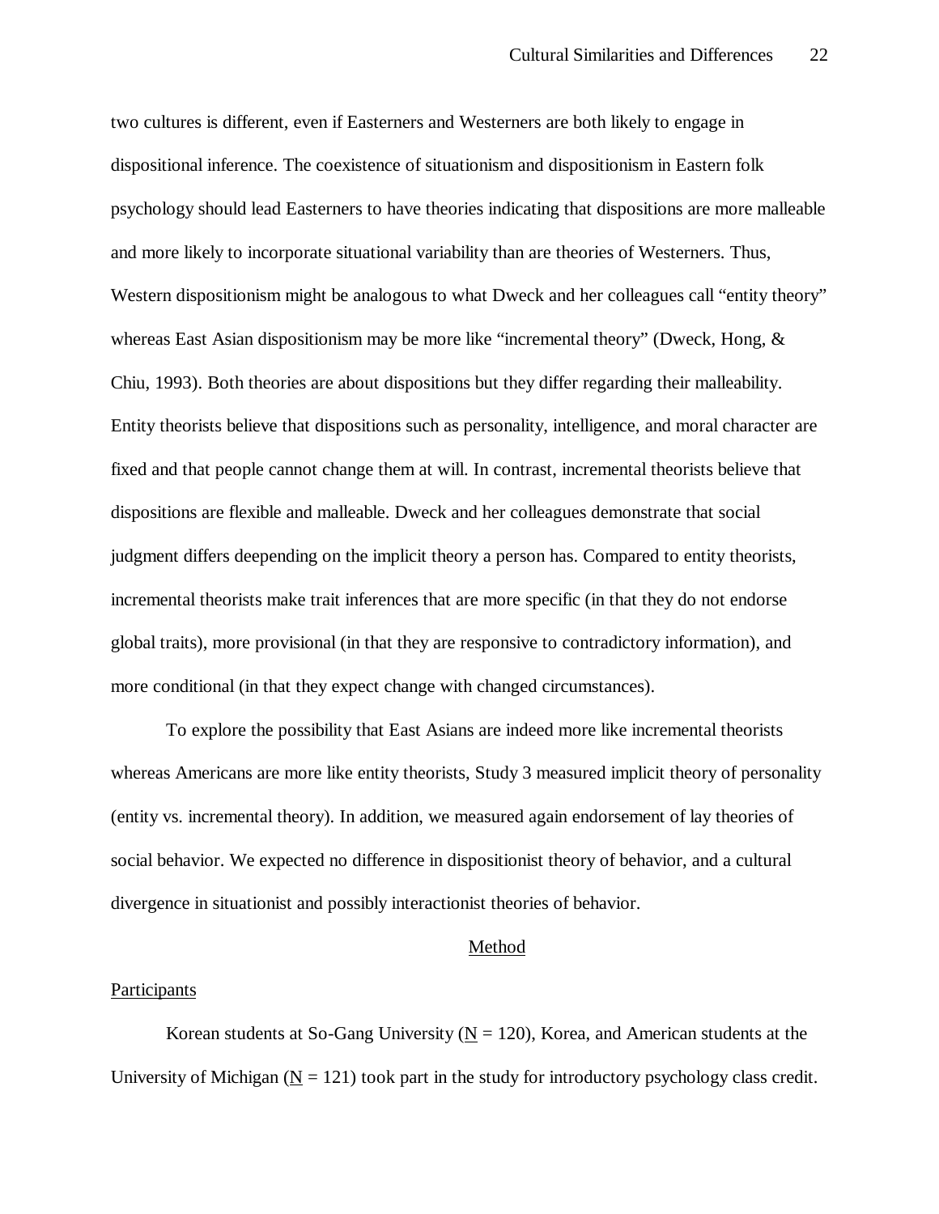two cultures is different, even if Easterners and Westerners are both likely to engage in dispositional inference. The coexistence of situationism and dispositionism in Eastern folk psychology should lead Easterners to have theories indicating that dispositions are more malleable and more likely to incorporate situational variability than are theories of Westerners. Thus, Western dispositionism might be analogous to what Dweck and her colleagues call "entity theory" whereas East Asian dispositionism may be more like "incremental theory" (Dweck, Hong, & Chiu, 1993). Both theories are about dispositions but they differ regarding their malleability. Entity theorists believe that dispositions such as personality, intelligence, and moral character are fixed and that people cannot change them at will. In contrast, incremental theorists believe that dispositions are flexible and malleable. Dweck and her colleagues demonstrate that social judgment differs deepending on the implicit theory a person has. Compared to entity theorists, incremental theorists make trait inferences that are more specific (in that they do not endorse global traits), more provisional (in that they are responsive to contradictory information), and more conditional (in that they expect change with changed circumstances).

To explore the possibility that East Asians are indeed more like incremental theorists whereas Americans are more like entity theorists, Study 3 measured implicit theory of personality (entity vs. incremental theory). In addition, we measured again endorsement of lay theories of social behavior. We expected no difference in dispositionist theory of behavior, and a cultural divergence in situationist and possibly interactionist theories of behavior.

## Method

### Participants

Korean students at So-Gang University ($N$ = 120), Korea, and American students at the University of Michigan ($N$ = 121) took part in the study for introductory psychology class credit.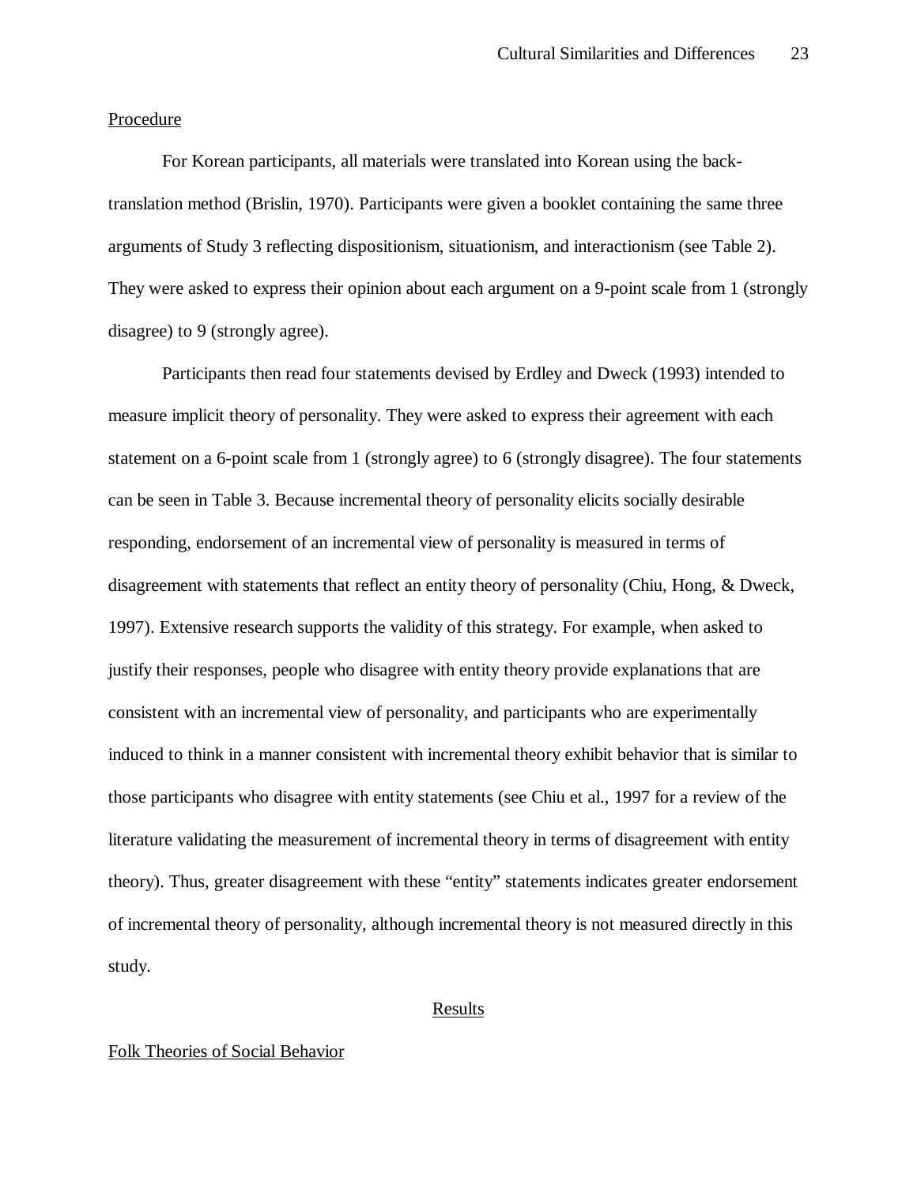Procedure

For Korean participants, all materials were translated into Korean using the back-translation method (Brislin, 1970). Participants were given a booklet containing the same three arguments of Study 3 reflecting dispositionism, situationism, and interactionism (see Table 2). They were asked to express their opinion about each argument on a 9-point scale from 1 (strongly disagree) to 9 (strongly agree).

Participants then read four statements devised by Erdley and Dweck (1993) intended to measure implicit theory of personality. They were asked to express their agreement with each statement on a 6-point scale from 1 (strongly agree) to 6 (strongly disagree). The four statements can be seen in Table 3. Because incremental theory of personality elicits socially desirable responding, endorsement of an incremental view of personality is measured in terms of disagreement with statements that reflect an entity theory of personality (Chiu, Hong, & Dweck, 1997). Extensive research supports the validity of this strategy. For example, when asked to justify their responses, people who disagree with entity theory provide explanations that are consistent with an incremental view of personality, and participants who are experimentally induced to think in a manner consistent with incremental theory exhibit behavior that is similar to those participants who disagree with entity statements (see Chiu et al., 1997 for a review of the literature validating the measurement of incremental theory in terms of disagreement with entity theory). Thus, greater disagreement with these “entity” statements indicates greater endorsement of incremental theory of personality, although incremental theory is not measured directly in this study.

## Results

Folk Theories of Social Behavior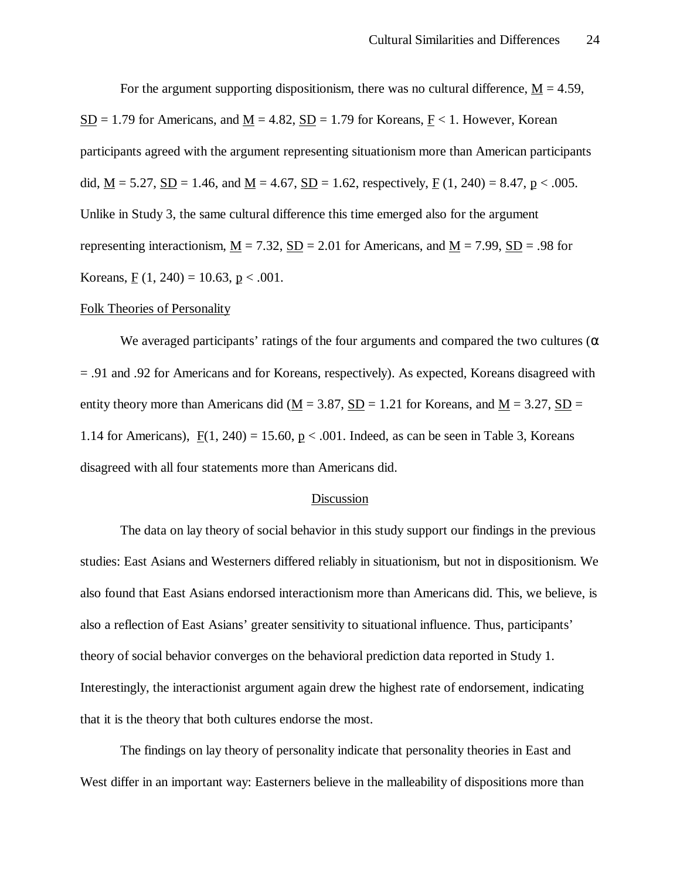For the argument supporting dispositionism, there was no cultural difference, $M = 4.59$, $SD = 1.79$ for Americans, and $M = 4.82$, $SD = 1.79$ for Koreans, $F < 1$. However, Korean participants agreed with the argument representing situationism more than American participants did, $M = 5.27$, $SD = 1.46$, and $M = 4.67$, $SD = 1.62$, respectively, $F(1, 240) = 8.47$, $p < .005$. Unlike in Study 3, the same cultural difference this time emerged also for the argument representing interactionism, $M = 7.32$, $SD = 2.01$ for Americans, and $M = 7.99$, $SD = .98$ for Koreans, $F(1, 240) = 10.63$, $p < .001$.

## Folk Theories of Personality

We averaged participants' ratings of the four arguments and compared the two cultures ($\alpha = .91$ and $.92$ for Americans and for Koreans, respectively). As expected, Koreans disagreed with entity theory more than Americans did ($M = 3.87$, $SD = 1.21$ for Koreans, and $M = 3.27$, $SD = 1.14$ for Americans), $F(1, 240) = 15.60$, $p < .001$. Indeed, as can be seen in Table 3, Koreans disagreed with all four statements more than Americans did.

## Discussion

The data on lay theory of social behavior in this study support our findings in the previous studies: East Asians and Westerners differed reliably in situationism, but not in dispositionism. We also found that East Asians endorsed interactionism more than Americans did. This, we believe, is also a reflection of East Asians' greater sensitivity to situational influence. Thus, participants' theory of social behavior converges on the behavioral prediction data reported in Study 1. Interestingly, the interactionist argument again drew the highest rate of endorsement, indicating that it is the theory that both cultures endorse the most.

The findings on lay theory of personality indicate that personality theories in East and West differ in an important way: Easterners believe in the malleability of dispositions more than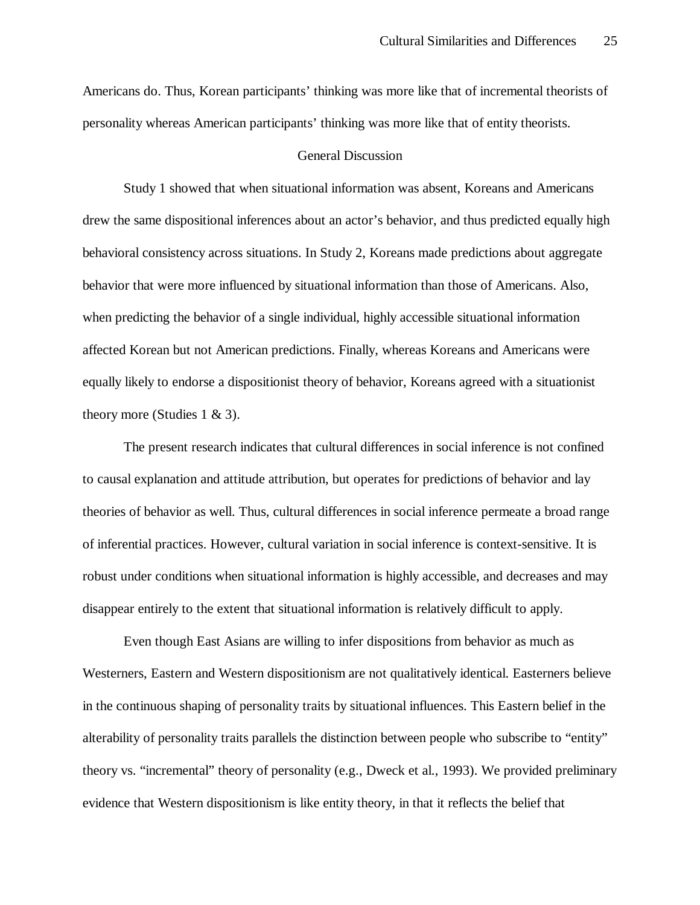Americans do. Thus, Korean participants' thinking was more like that of incremental theorists of personality whereas American participants' thinking was more like that of entity theorists.

## General Discussion

Study 1 showed that when situational information was absent, Koreans and Americans drew the same dispositional inferences about an actor's behavior, and thus predicted equally high behavioral consistency across situations. In Study 2, Koreans made predictions about aggregate behavior that were more influenced by situational information than those of Americans. Also, when predicting the behavior of a single individual, highly accessible situational information affected Korean but not American predictions. Finally, whereas Koreans and Americans were equally likely to endorse a dispositionist theory of behavior, Koreans agreed with a situationist theory more (Studies 1 & 3).

The present research indicates that cultural differences in social inference is not confined to causal explanation and attitude attribution, but operates for predictions of behavior and lay theories of behavior as well. Thus, cultural differences in social inference permeate a broad range of inferential practices. However, cultural variation in social inference is context-sensitive. It is robust under conditions when situational information is highly accessible, and decreases and may disappear entirely to the extent that situational information is relatively difficult to apply.

Even though East Asians are willing to infer dispositions from behavior as much as Westerners, Eastern and Western dispositionism are not qualitatively identical. Easterners believe in the continuous shaping of personality traits by situational influences. This Eastern belief in the alterability of personality traits parallels the distinction between people who subscribe to "entity" theory vs. "incremental" theory of personality (e.g., Dweck et al., 1993). We provided preliminary evidence that Western dispositionism is like entity theory, in that it reflects the belief that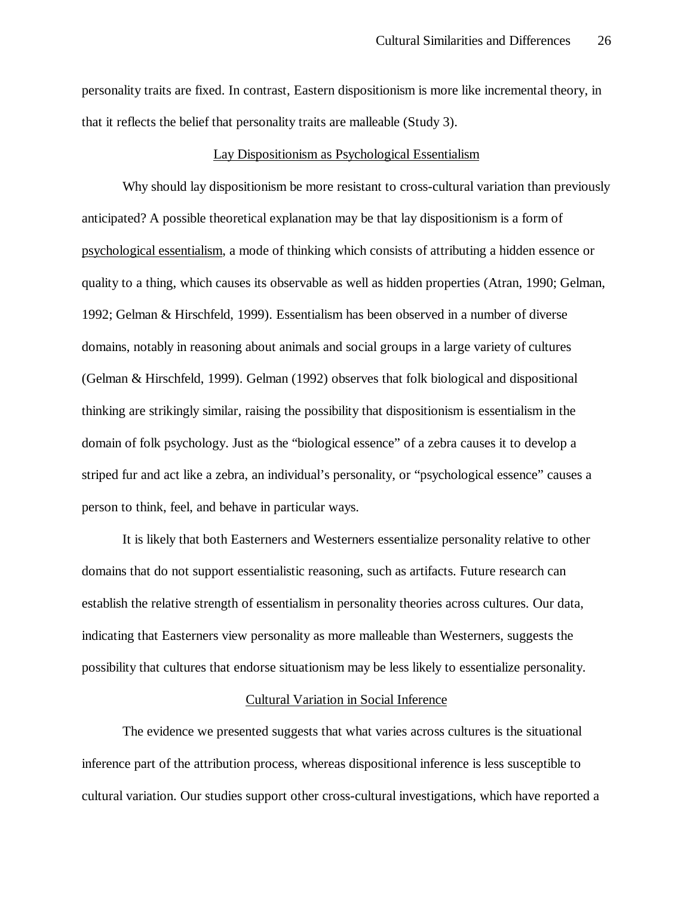personality traits are fixed. In contrast, Eastern dispositionism is more like incremental theory, in that it reflects the belief that personality traits are malleable (Study 3).

## Lay Dispositionism as Psychological Essentialism

Why should lay dispositionism be more resistant to cross-cultural variation than previously anticipated? A possible theoretical explanation may be that lay dispositionism is a form of psychological essentialism, a mode of thinking which consists of attributing a hidden essence or quality to a thing, which causes its observable as well as hidden properties (Atran, 1990; Gelman, 1992; Gelman & Hirschfeld, 1999). Essentialism has been observed in a number of diverse domains, notably in reasoning about animals and social groups in a large variety of cultures (Gelman & Hirschfeld, 1999). Gelman (1992) observes that folk biological and dispositional thinking are strikingly similar, raising the possibility that dispositionism is essentialism in the domain of folk psychology. Just as the “biological essence” of a zebra causes it to develop a striped fur and act like a zebra, an individual’s personality, or “psychological essence” causes a person to think, feel, and behave in particular ways.

It is likely that both Easterners and Westerners essentialize personality relative to other domains that do not support essentialistic reasoning, such as artifacts. Future research can establish the relative strength of essentialism in personality theories across cultures. Our data, indicating that Easterners view personality as more malleable than Westerners, suggests the possibility that cultures that endorse situationism may be less likely to essentialize personality.

## Cultural Variation in Social Inference

The evidence we presented suggests that what varies across cultures is the situational inference part of the attribution process, whereas dispositional inference is less susceptible to cultural variation. Our studies support other cross-cultural investigations, which have reported a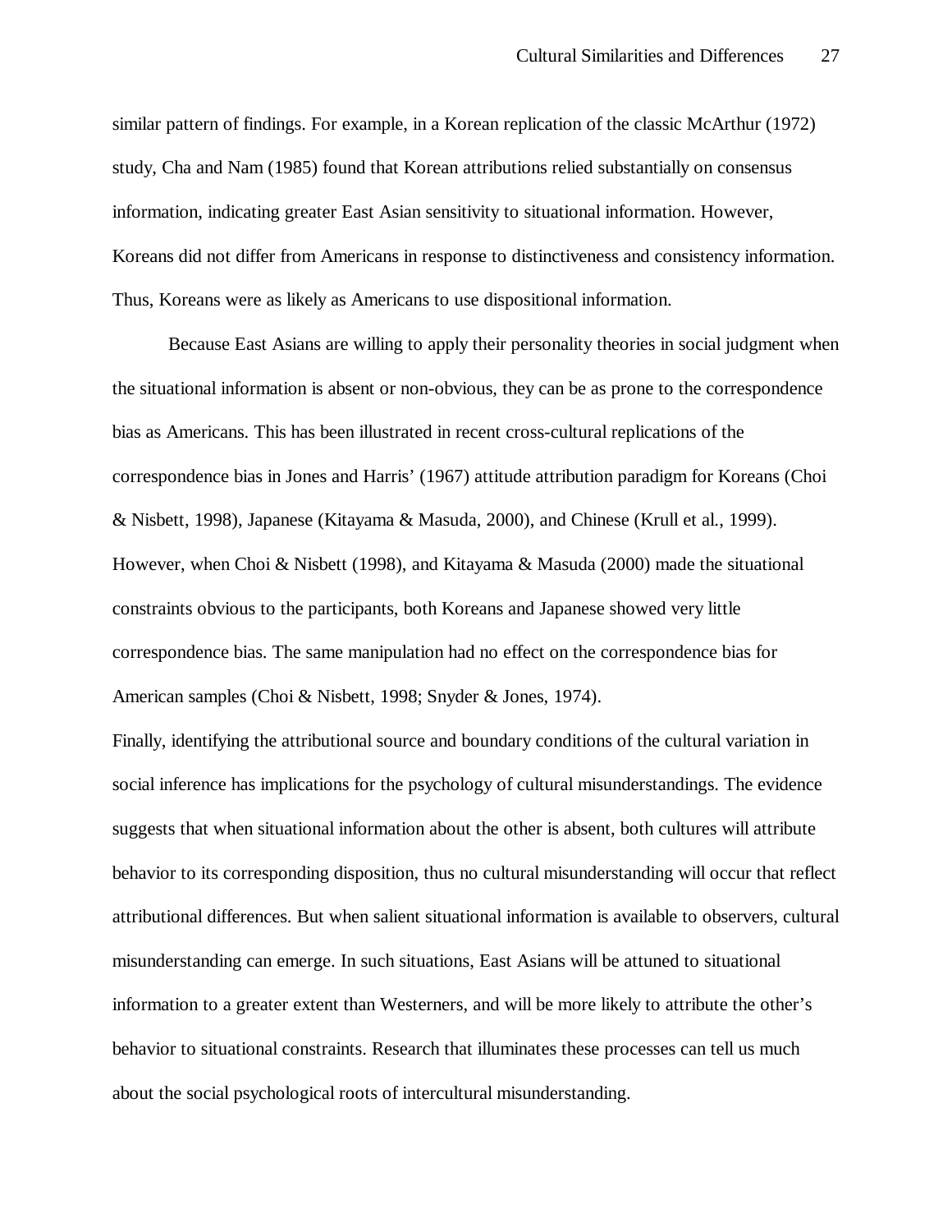similar pattern of findings. For example, in a Korean replication of the classic McArthur (1972) study, Cha and Nam (1985) found that Korean attributions relied substantially on consensus information, indicating greater East Asian sensitivity to situational information. However, Koreans did not differ from Americans in response to distinctiveness and consistency information. Thus, Koreans were as likely as Americans to use dispositional information.

Because East Asians are willing to apply their personality theories in social judgment when the situational information is absent or non-obvious, they can be as prone to the correspondence bias as Americans. This has been illustrated in recent cross-cultural replications of the correspondence bias in Jones and Harris' (1967) attitude attribution paradigm for Koreans (Choi & Nisbett, 1998), Japanese (Kitayama & Masuda, 2000), and Chinese (Krull et al., 1999). However, when Choi & Nisbett (1998), and Kitayama & Masuda (2000) made the situational constraints obvious to the participants, both Koreans and Japanese showed very little correspondence bias. The same manipulation had no effect on the correspondence bias for American samples (Choi & Nisbett, 1998; Snyder & Jones, 1974).

Finally, identifying the attributional source and boundary conditions of the cultural variation in social inference has implications for the psychology of cultural misunderstandings. The evidence suggests that when situational information about the other is absent, both cultures will attribute behavior to its corresponding disposition, thus no cultural misunderstanding will occur that reflect attributional differences. But when salient situational information is available to observers, cultural misunderstanding can emerge. In such situations, East Asians will be attuned to situational information to a greater extent than Westerners, and will be more likely to attribute the other's behavior to situational constraints. Research that illuminates these processes can tell us much about the social psychological roots of intercultural misunderstanding.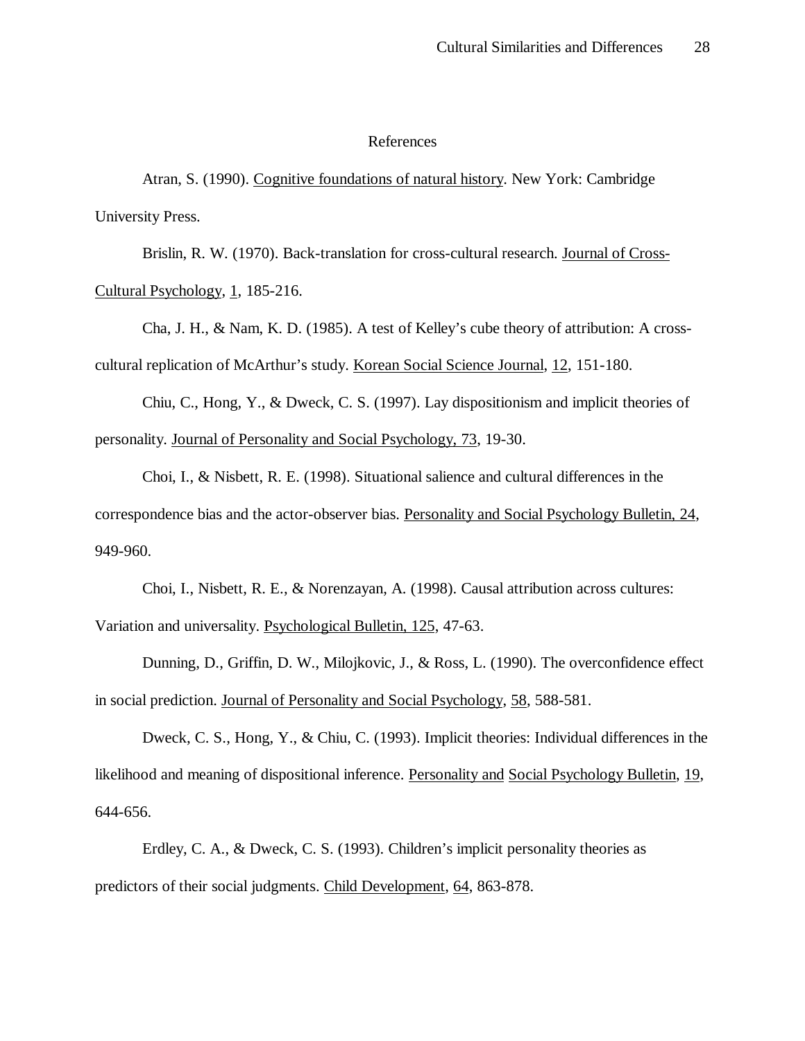# References

Atran, S. (1990). Cognitive foundations of natural history. New York: Cambridge University Press.

Brislin, R. W. (1970). Back-translation for cross-cultural research. Journal of Cross-Cultural Psychology, 1, 185-216.

Cha, J. H., & Nam, K. D. (1985). A test of Kelley's cube theory of attribution: A cross-cultural replication of McArthur's study. Korean Social Science Journal, 12, 151-180.

Chiu, C., Hong, Y., & Dweck, C. S. (1997). Lay dispositionism and implicit theories of personality. Journal of Personality and Social Psychology, 73, 19-30.

Choi, I., & Nisbett, R. E. (1998). Situational salience and cultural differences in the correspondence bias and the actor-observer bias. Personality and Social Psychology Bulletin, 24, 949-960.

Choi, I., Nisbett, R. E., & Norenzayan, A. (1998). Causal attribution across cultures: Variation and universality. Psychological Bulletin, 125, 47-63.

Dunning, D., Griffin, D. W., Milojkovic, J., & Ross, L. (1990). The overconfidence effect in social prediction. Journal of Personality and Social Psychology, 58, 588-581.

Dweck, C. S., Hong, Y., & Chiu, C. (1993). Implicit theories: Individual differences in the likelihood and meaning of dispositional inference. Personality and Social Psychology Bulletin, 19, 644-656.

Erdley, C. A., & Dweck, C. S. (1993). Children's implicit personality theories as predictors of their social judgments. Child Development, 64, 863-878.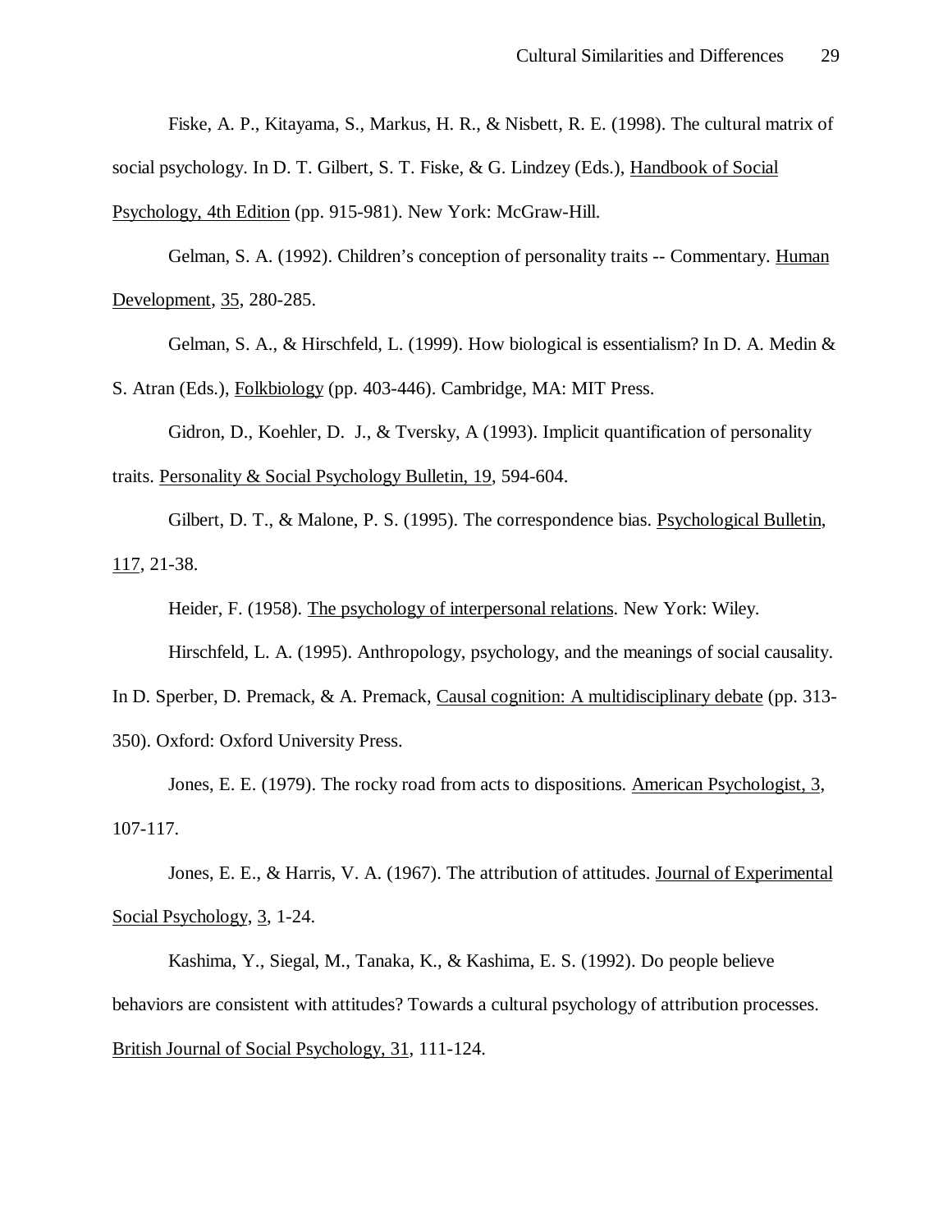Fiske, A. P., Kitayama, S., Markus, H. R., & Nisbett, R. E. (1998). The cultural matrix of social psychology. In D. T. Gilbert, S. T. Fiske, & G. Lindzey (Eds.), Handbook of Social Psychology, 4th Edition (pp. 915-981). New York: McGraw-Hill.

Gelman, S. A. (1992). Children's conception of personality traits -- Commentary. Human Development, 35, 280-285.

Gelman, S. A., & Hirschfeld, L. (1999). How biological is essentialism? In D. A. Medin & S. Atran (Eds.), Folkbiology (pp. 403-446). Cambridge, MA: MIT Press.

Gidron, D., Koehler, D. J., & Tversky, A (1993). Implicit quantification of personality traits. Personality & Social Psychology Bulletin, 19, 594-604.

Gilbert, D. T., & Malone, P. S. (1995). The correspondence bias. Psychological Bulletin, 117, 21-38.

Heider, F. (1958). The psychology of interpersonal relations. New York: Wiley.

Hirschfeld, L. A. (1995). Anthropology, psychology, and the meanings of social causality. In D. Sperber, D. Premack, & A. Premack, Causal cognition: A multidisciplinary debate (pp. 313-350). Oxford: Oxford University Press.

Jones, E. E. (1979). The rocky road from acts to dispositions. American Psychologist, 3, 107-117.

Jones, E. E., & Harris, V. A. (1967). The attribution of attitudes. Journal of Experimental Social Psychology, 3, 1-24.

Kashima, Y., Siegal, M., Tanaka, K., & Kashima, E. S. (1992). Do people believe behaviors are consistent with attitudes? Towards a cultural psychology of attribution processes. British Journal of Social Psychology, 31, 111-124.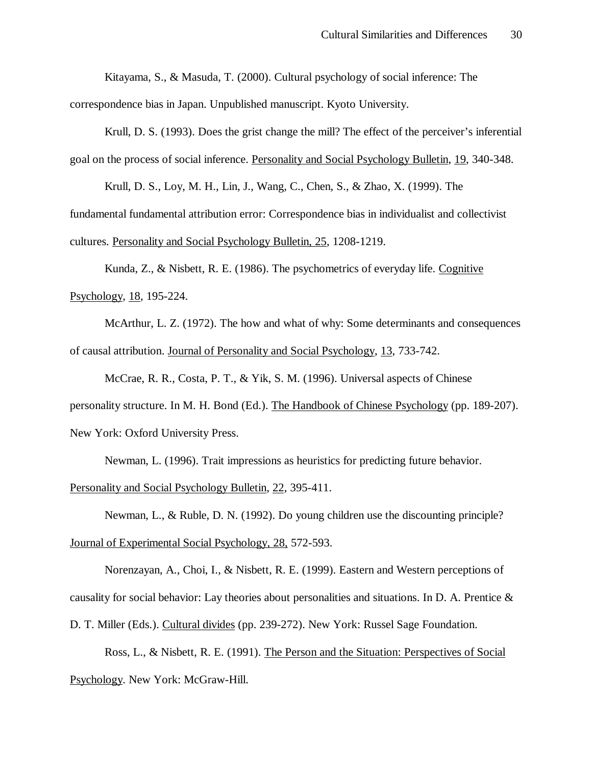Kitayama, S., & Masuda, T. (2000). Cultural psychology of social inference: The correspondence bias in Japan. Unpublished manuscript. Kyoto University.

Krull, D. S. (1993). Does the grist change the mill? The effect of the perceiver's inferential goal on the process of social inference. Personality and Social Psychology Bulletin, 19, 340-348.

Krull, D. S., Loy, M. H., Lin, J., Wang, C., Chen, S., & Zhao, X. (1999). The fundamental fundamental attribution error: Correspondence bias in individualist and collectivist cultures. Personality and Social Psychology Bulletin, 25, 1208-1219.

Kunda, Z., & Nisbett, R. E. (1986). The psychometrics of everyday life. Cognitive Psychology, 18, 195-224.

McArthur, L. Z. (1972). The how and what of why: Some determinants and consequences of causal attribution. Journal of Personality and Social Psychology, 13, 733-742.

McCrae, R. R., Costa, P. T., & Yik, S. M. (1996). Universal aspects of Chinese personality structure. In M. H. Bond (Ed.). The Handbook of Chinese Psychology (pp. 189-207). New York: Oxford University Press.

Newman, L. (1996). Trait impressions as heuristics for predicting future behavior. Personality and Social Psychology Bulletin, 22, 395-411.

Newman, L., & Ruble, D. N. (1992). Do young children use the discounting principle? Journal of Experimental Social Psychology, 28, 572-593.

Norenzayan, A., Choi, I., & Nisbett, R. E. (1999). Eastern and Western perceptions of causality for social behavior: Lay theories about personalities and situations. In D. A. Prentice & D. T. Miller (Eds.). Cultural divides (pp. 239-272). New York: Russel Sage Foundation.

Ross, L., & Nisbett, R. E. (1991). The Person and the Situation: Perspectives of Social Psychology. New York: McGraw-Hill.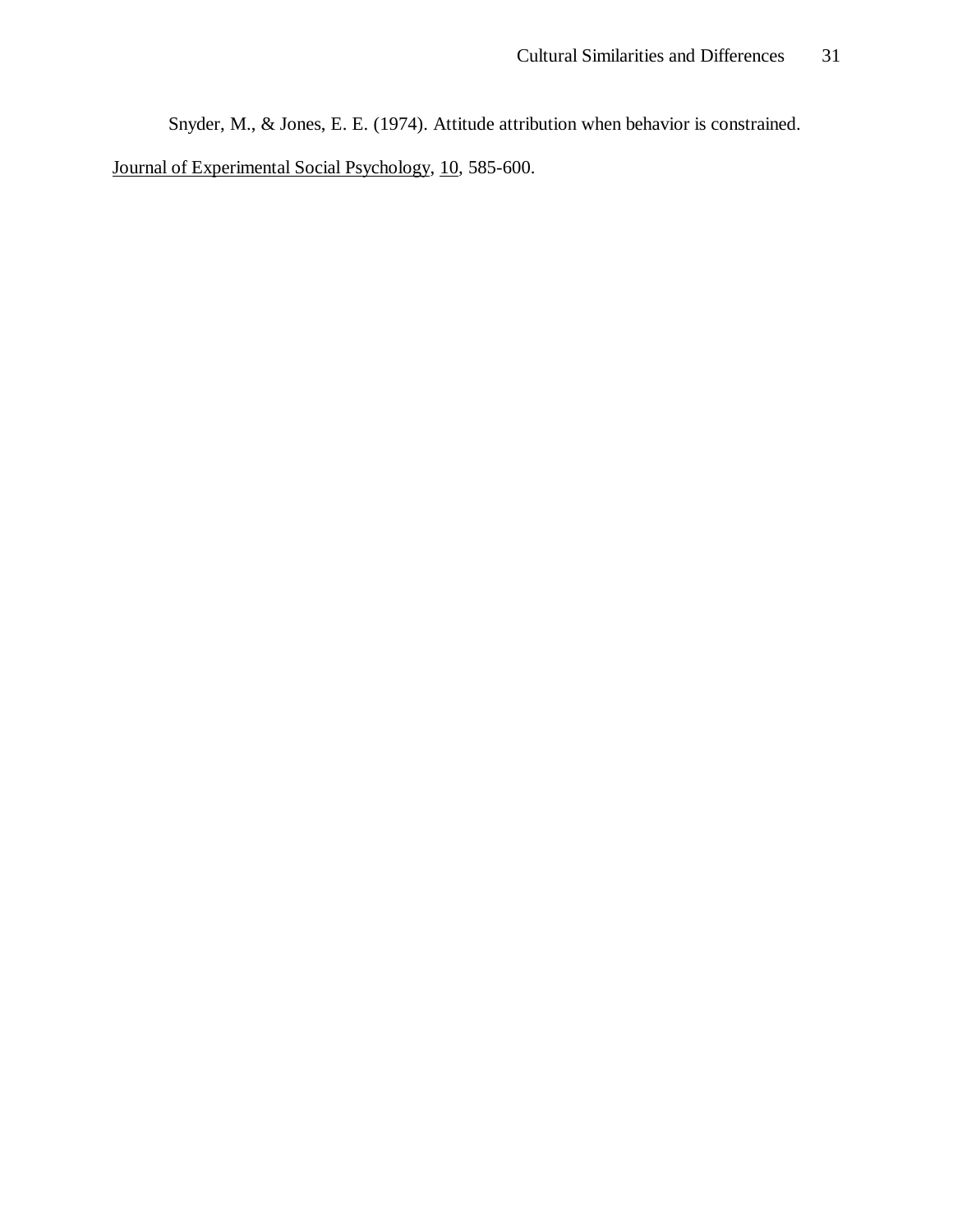Snyder, M., & Jones, E. E. (1974). Attitude attribution when behavior is constrained. Journal of Experimental Social Psychology, 10, 585-600.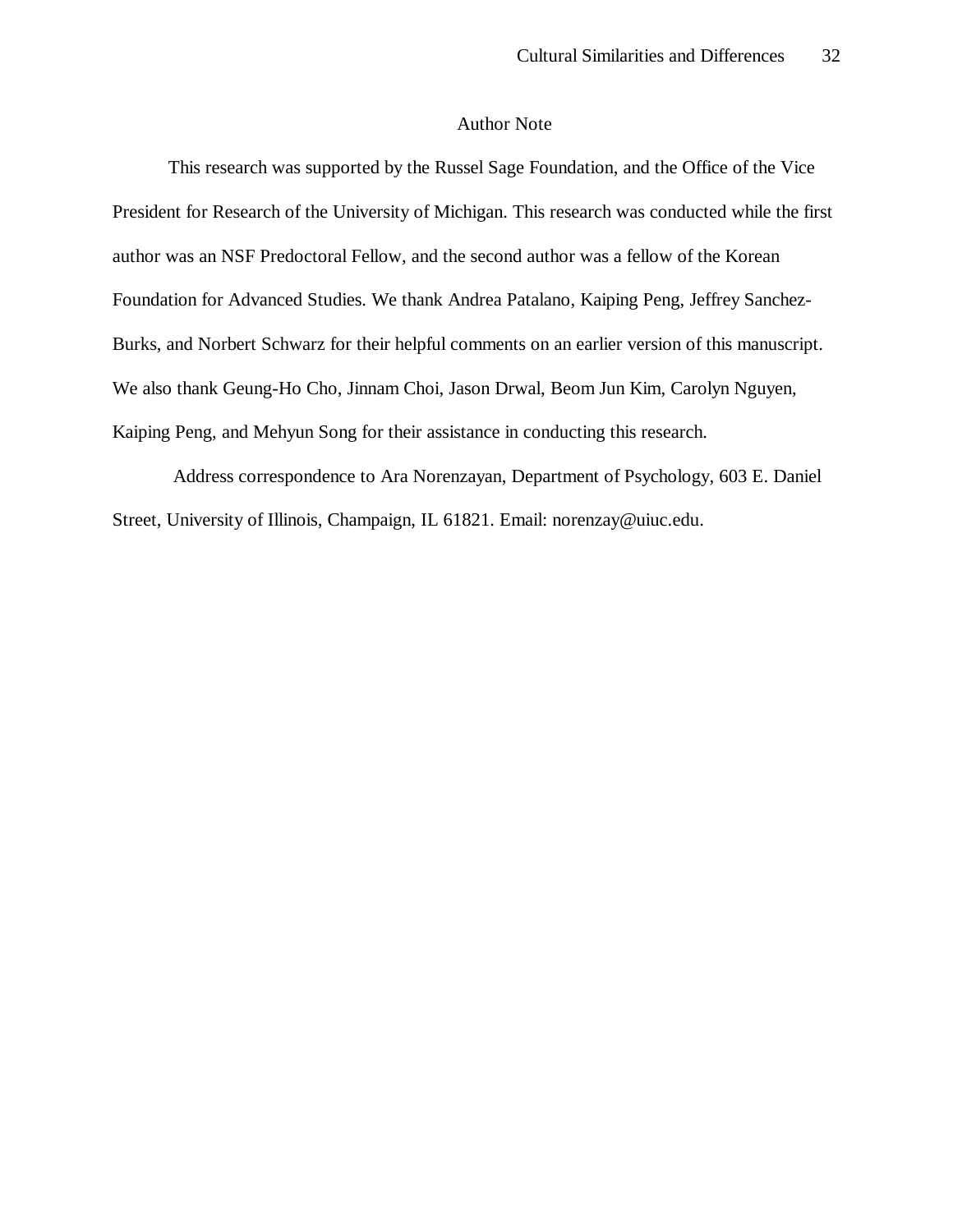## Author Note

This research was supported by the Russel Sage Foundation, and the Office of the Vice President for Research of the University of Michigan. This research was conducted while the first author was an NSF Predoctoral Fellow, and the second author was a fellow of the Korean Foundation for Advanced Studies. We thank Andrea Patalano, Kaiping Peng, Jeffrey Sanchez-Burks, and Norbert Schwarz for their helpful comments on an earlier version of this manuscript. We also thank Geung-Ho Cho, Jinnam Choi, Jason Drwal, Beom Jun Kim, Carolyn Nguyen, Kaiping Peng, and Mehyun Song for their assistance in conducting this research.

Address correspondence to Ara Norenzayan, Department of Psychology, 603 E. Daniel Street, University of Illinois, Champaign, IL 61821. Email: norenzay@uiuc.edu.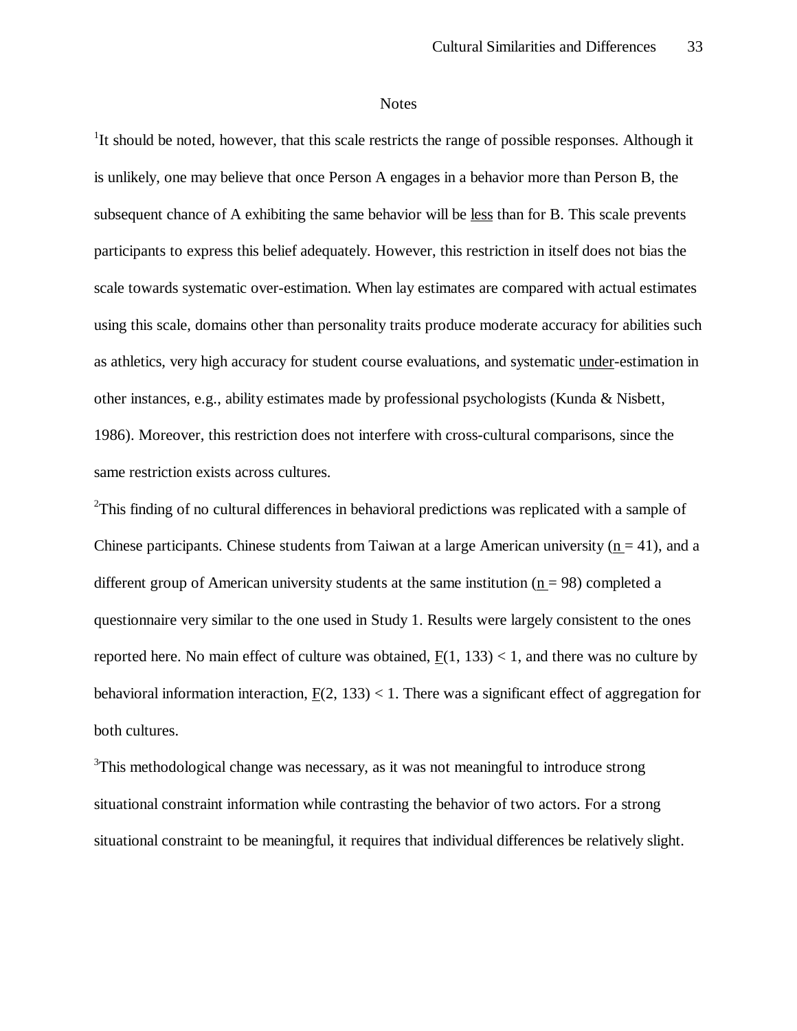## Notes

[1]It should be noted, however, that this scale restricts the range of possible responses. Although it is unlikely, one may believe that once Person A engages in a behavior more than Person B, the subsequent chance of A exhibiting the same behavior will be less than for B. This scale prevents participants to express this belief adequately. However, this restriction in itself does not bias the scale towards systematic over-estimation. When lay estimates are compared with actual estimates using this scale, domains other than personality traits produce moderate accuracy for abilities such as athletics, very high accuracy for student course evaluations, and systematic under-estimation in other instances, e.g., ability estimates made by professional psychologists (Kunda & Nisbett, 1986). Moreover, this restriction does not interfere with cross-cultural comparisons, since the same restriction exists across cultures.

[2]This finding of no cultural differences in behavioral predictions was replicated with a sample of Chinese participants. Chinese students from Taiwan at a large American university ($n = 41$), and a different group of American university students at the same institution ($n = 98$) completed a questionnaire very similar to the one used in Study 1. Results were largely consistent to the ones reported here. No main effect of culture was obtained, $F(1, 133) < 1$, and there was no culture by behavioral information interaction, $F(2, 133) < 1$. There was a significant effect of aggregation for both cultures.

[3]This methodological change was necessary, as it was not meaningful to introduce strong situational constraint information while contrasting the behavior of two actors. For a strong situational constraint to be meaningful, it requires that individual differences be relatively slight.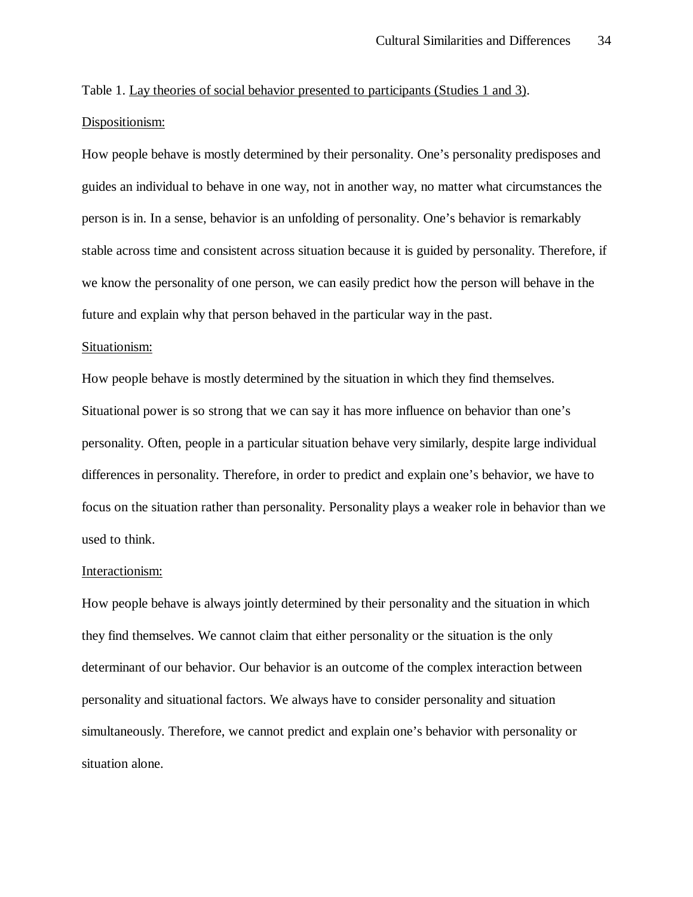Table 1. Lay theories of social behavior presented to participants (Studies 1 and 3).

Dispositionism:

How people behave is mostly determined by their personality. One's personality predisposes and guides an individual to behave in one way, not in another way, no matter what circumstances the person is in. In a sense, behavior is an unfolding of personality. One's behavior is remarkably stable across time and consistent across situation because it is guided by personality. Therefore, if we know the personality of one person, we can easily predict how the person will behave in the future and explain why that person behaved in the particular way in the past.

Situationism:

How people behave is mostly determined by the situation in which they find themselves. Situational power is so strong that we can say it has more influence on behavior than one's personality. Often, people in a particular situation behave very similarly, despite large individual differences in personality. Therefore, in order to predict and explain one's behavior, we have to focus on the situation rather than personality. Personality plays a weaker role in behavior than we used to think.

Interactionism:

How people behave is always jointly determined by their personality and the situation in which they find themselves. We cannot claim that either personality or the situation is the only determinant of our behavior. Our behavior is an outcome of the complex interaction between personality and situational factors. We always have to consider personality and situation simultaneously. Therefore, we cannot predict and explain one's behavior with personality or situation alone.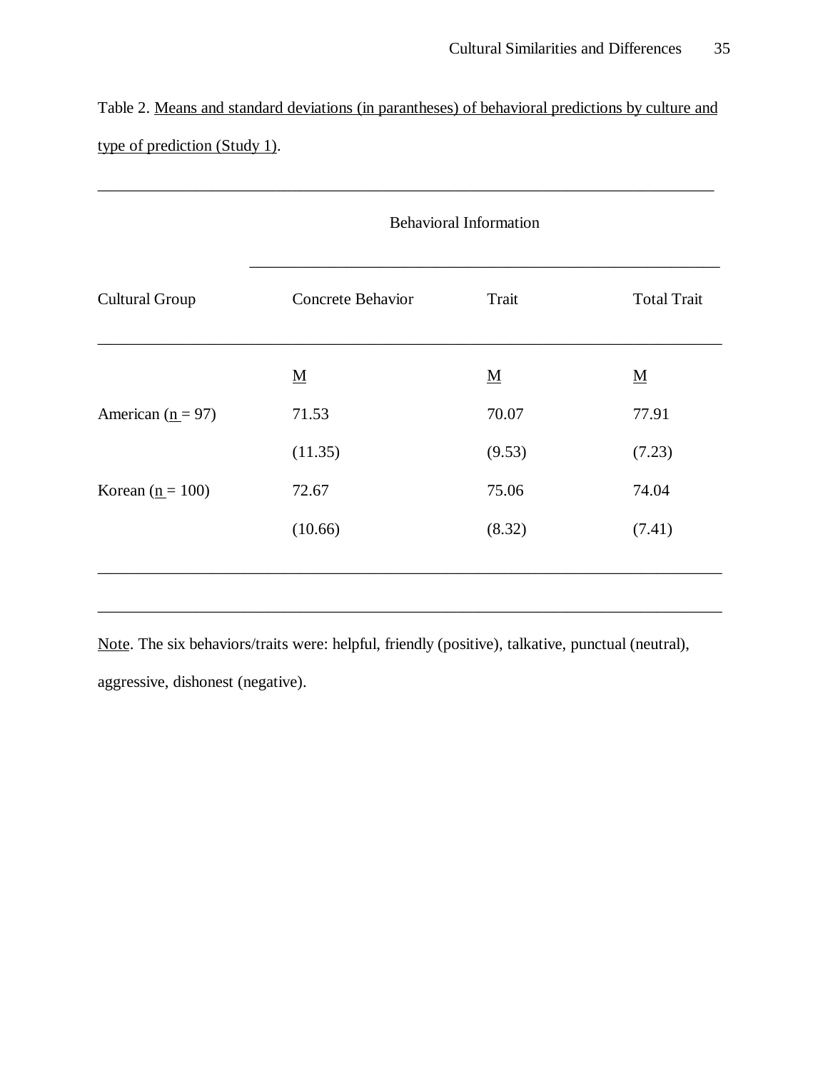Table 2. Means and standard deviations (in parantheses) of behavioral predictions by culture and type of prediction (Study 1).

| | Behavioral Information | | |
|---|---|---|---|
| Cultural Group | Concrete Behavior | Trait | Total Trait |
| | M | M | M |
| American (n = 97) | 71.53 | 70.07 | 77.91 |
| | (11.35) | (9.53) | (7.23) |
| Korean (n = 100) | 72.67 | 75.06 | 74.04 |
| | (10.66) | (8.32) | (7.41) |

Note. The six behaviors/traits were: helpful, friendly (positive), talkative, punctual (neutral), aggressive, dishonest (negative).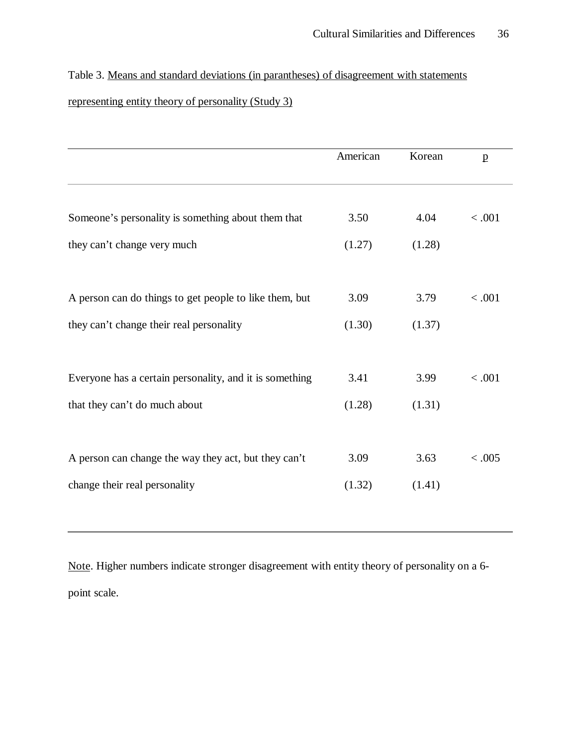Table 3. Means and standard deviations (in parantheses) of disagreement with statements representing entity theory of personality (Study 3)

| | American | Korean | p |
|---|---|---|---|
| Someone's personality is something about them that they can't change very much | 3.50 (1.27) | 4.04 (1.28) | < .001 |
| A person can do things to get people to like them, but they can't change their real personality | 3.09 (1.30) | 3.79 (1.37) | < .001 |
| Everyone has a certain personality, and it is something that they can't do much about | 3.41 (1.28) | 3.99 (1.31) | < .001 |
| A person can change the way they act, but they can't change their real personality | 3.09 (1.32) | 3.63 (1.41) | < .005 |

Note. Higher numbers indicate stronger disagreement with entity theory of personality on a 6-point scale.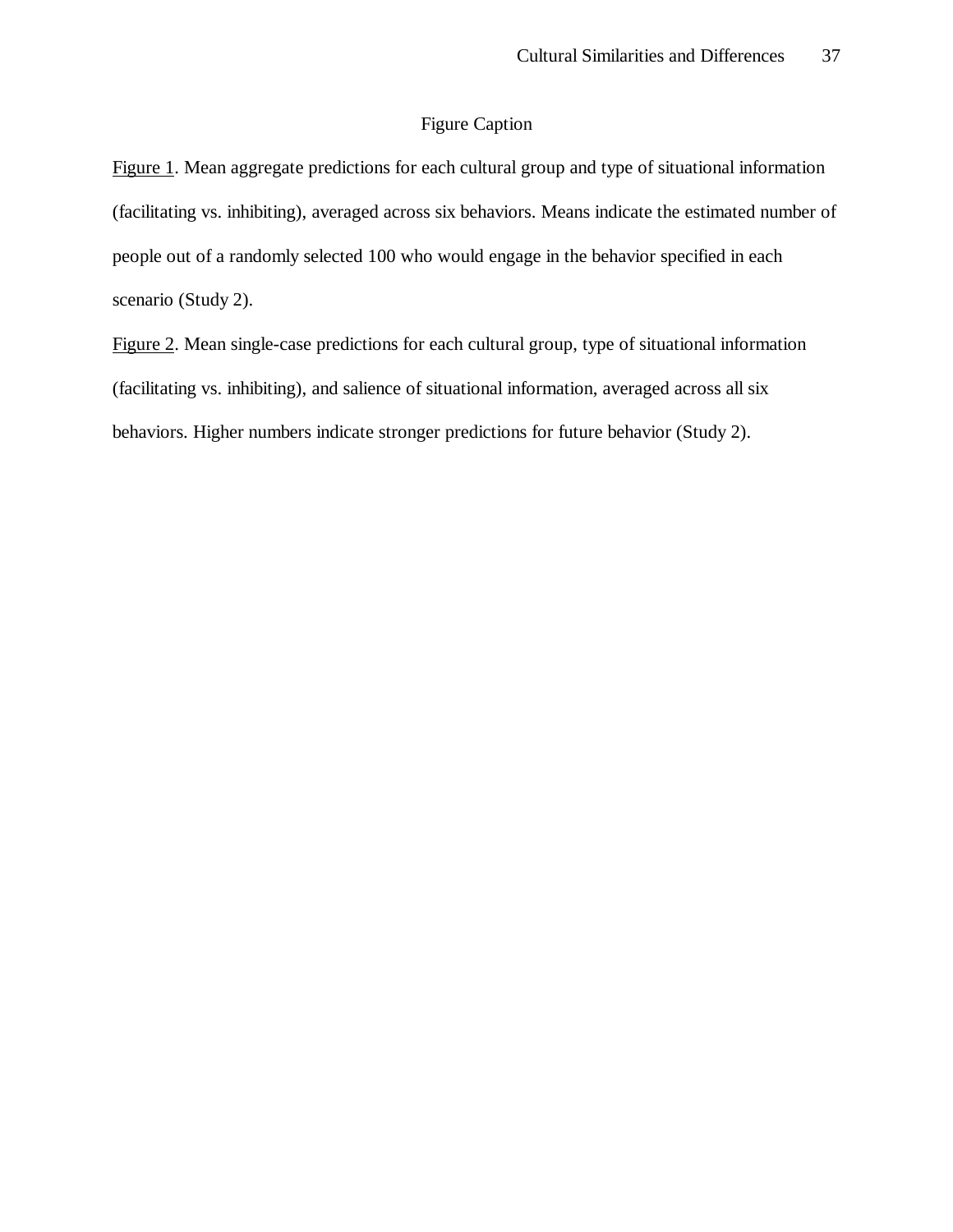Figure Caption

Figure 1. Mean aggregate predictions for each cultural group and type of situational information (facilitating vs. inhibiting), averaged across six behaviors. Means indicate the estimated number of people out of a randomly selected 100 who would engage in the behavior specified in each scenario (Study 2).

Figure 2. Mean single-case predictions for each cultural group, type of situational information (facilitating vs. inhibiting), and salience of situational information, averaged across all six behaviors. Higher numbers indicate stronger predictions for future behavior (Study 2).